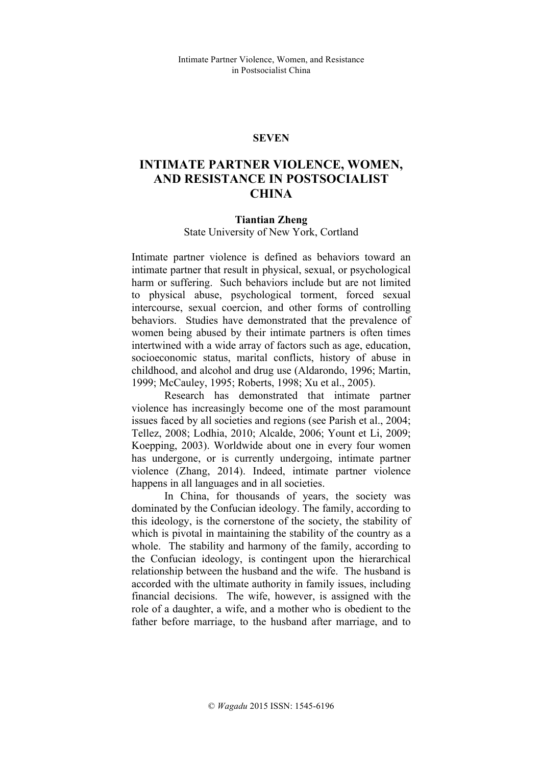# SEVEN

# INTIMATE PARTNER VIOLENCE, WOMEN, AND RESISTANCE IN POSTSOCIALIST CHINA

**Tiantian Zheng**
State University of New York, Cortland

Intimate partner violence is defined as behaviors toward an intimate partner that result in physical, sexual, or psychological harm or suffering. Such behaviors include but are not limited to physical abuse, psychological torment, forced sexual intercourse, sexual coercion, and other forms of controlling behaviors. Studies have demonstrated that the prevalence of women being abused by their intimate partners is often times intertwined with a wide array of factors such as age, education, socioeconomic status, marital conflicts, history of abuse in childhood, and alcohol and drug use (Aldarondo, 1996; Martin, 1999; McCauley, 1995; Roberts, 1998; Xu et al., 2005).

Research has demonstrated that intimate partner violence has increasingly become one of the most paramount issues faced by all societies and regions (see Parish et al., 2004; Tellez, 2008; Lodhia, 2010; Alcalde, 2006; Yount et Li, 2009; Koepping, 2003). Worldwide about one in every four women has undergone, or is currently undergoing, intimate partner violence (Zhang, 2014). Indeed, intimate partner violence happens in all languages and in all societies.

In China, for thousands of years, the society was dominated by the Confucian ideology. The family, according to this ideology, is the cornerstone of the society, the stability of which is pivotal in maintaining the stability of the country as a whole. The stability and harmony of the family, according to the Confucian ideology, is contingent upon the hierarchical relationship between the husband and the wife. The husband is accorded with the ultimate authority in family issues, including financial decisions. The wife, however, is assigned with the role of a daughter, a wife, and a mother who is obedient to the father before marriage, to the husband after marriage, and to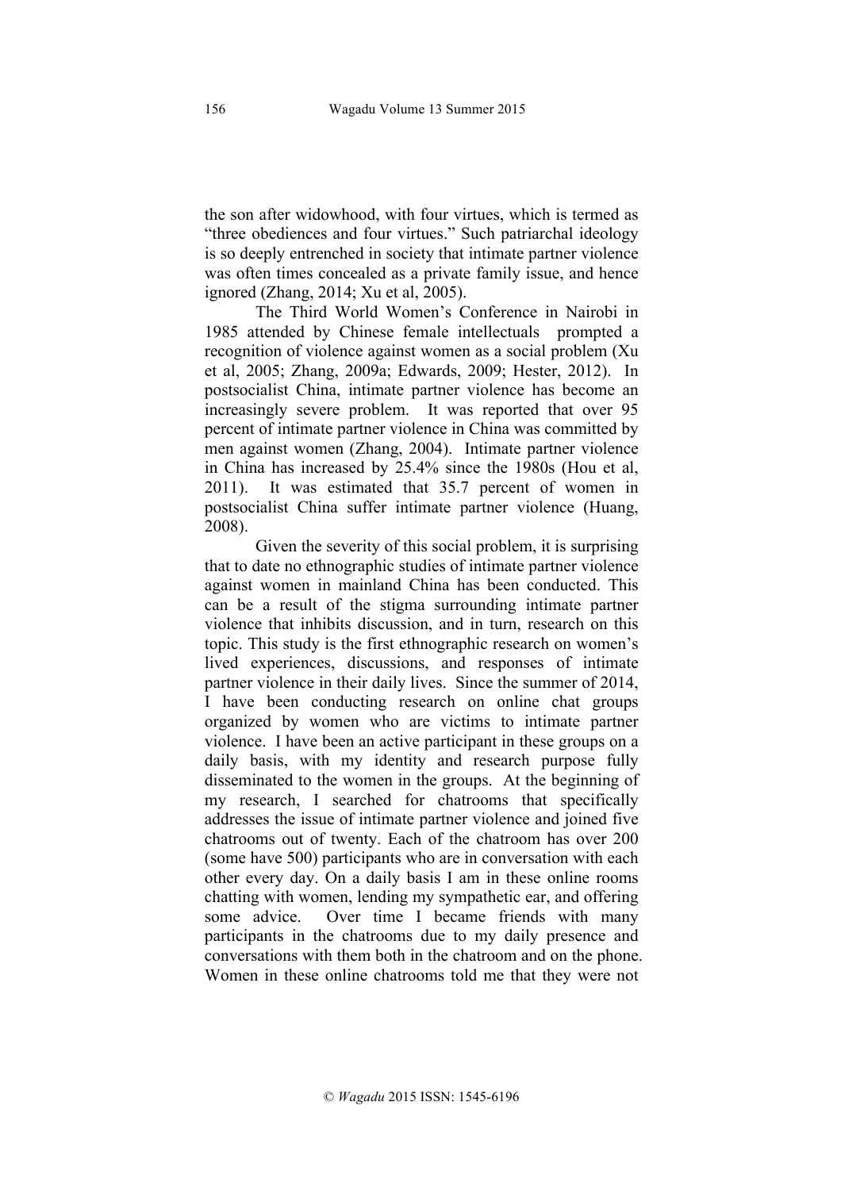the son after widowhood, with four virtues, which is termed as "three obediences and four virtues." Such patriarchal ideology is so deeply entrenched in society that intimate partner violence was often times concealed as a private family issue, and hence ignored (Zhang, 2014; Xu et al, 2005).

The Third World Women's Conference in Nairobi in 1985 attended by Chinese female intellectuals prompted a recognition of violence against women as a social problem (Xu et al, 2005; Zhang, 2009a; Edwards, 2009; Hester, 2012). In postsocialist China, intimate partner violence has become an increasingly severe problem. It was reported that over 95 percent of intimate partner violence in China was committed by men against women (Zhang, 2004). Intimate partner violence in China has increased by 25.4% since the 1980s (Hou et al, 2011). It was estimated that 35.7 percent of women in postsocialist China suffer intimate partner violence (Huang, 2008).

Given the severity of this social problem, it is surprising that to date no ethnographic studies of intimate partner violence against women in mainland China has been conducted. This can be a result of the stigma surrounding intimate partner violence that inhibits discussion, and in turn, research on this topic. This study is the first ethnographic research on women's lived experiences, discussions, and responses of intimate partner violence in their daily lives. Since the summer of 2014, I have been conducting research on online chat groups organized by women who are victims to intimate partner violence. I have been an active participant in these groups on a daily basis, with my identity and research purpose fully disseminated to the women in the groups. At the beginning of my research, I searched for chatrooms that specifically addresses the issue of intimate partner violence and joined five chatrooms out of twenty. Each of the chatroom has over 200 (some have 500) participants who are in conversation with each other every day. On a daily basis I am in these online rooms chatting with women, lending my sympathetic ear, and offering some advice. Over time I became friends with many participants in the chatrooms due to my daily presence and conversations with them both in the chatroom and on the phone. Women in these online chatrooms told me that they were not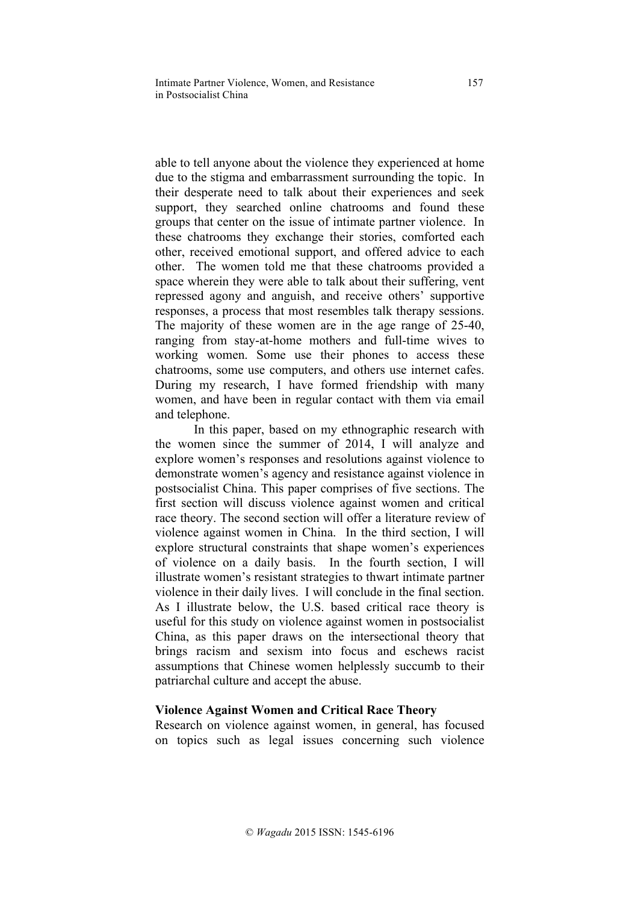able to tell anyone about the violence they experienced at home due to the stigma and embarrassment surrounding the topic. In their desperate need to talk about their experiences and seek support, they searched online chatrooms and found these groups that center on the issue of intimate partner violence. In these chatrooms they exchange their stories, comforted each other, received emotional support, and offered advice to each other. The women told me that these chatrooms provided a space wherein they were able to talk about their suffering, vent repressed agony and anguish, and receive others' supportive responses, a process that most resembles talk therapy sessions. The majority of these women are in the age range of 25-40, ranging from stay-at-home mothers and full-time wives to working women. Some use their phones to access these chatrooms, some use computers, and others use internet cafes. During my research, I have formed friendship with many women, and have been in regular contact with them via email and telephone.

In this paper, based on my ethnographic research with the women since the summer of 2014, I will analyze and explore women's responses and resolutions against violence to demonstrate women's agency and resistance against violence in postsocialist China. This paper comprises of five sections. The first section will discuss violence against women and critical race theory. The second section will offer a literature review of violence against women in China. In the third section, I will explore structural constraints that shape women's experiences of violence on a daily basis. In the fourth section, I will illustrate women's resistant strategies to thwart intimate partner violence in their daily lives. I will conclude in the final section. As I illustrate below, the U.S. based critical race theory is useful for this study on violence against women in postsocialist China, as this paper draws on the intersectional theory that brings racism and sexism into focus and eschews racist assumptions that Chinese women helplessly succumb to their patriarchal culture and accept the abuse.

## Violence Against Women and Critical Race Theory

Research on violence against women, in general, has focused on topics such as legal issues concerning such violence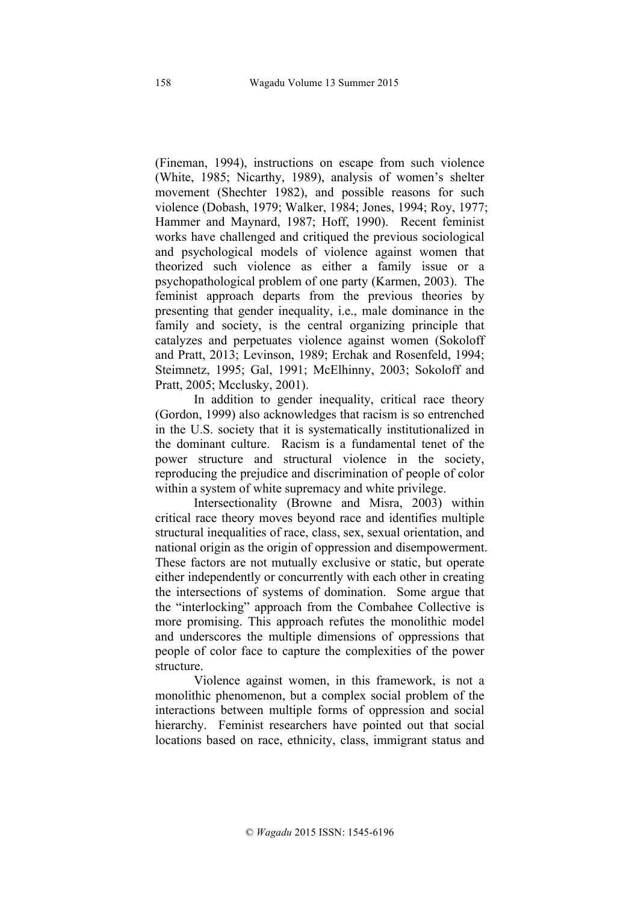(Fineman, 1994), instructions on escape from such violence (White, 1985; Nicarthy, 1989), analysis of women's shelter movement (Shechter 1982), and possible reasons for such violence (Dobash, 1979; Walker, 1984; Jones, 1994; Roy, 1977; Hammer and Maynard, 1987; Hoff, 1990). Recent feminist works have challenged and critiqued the previous sociological and psychological models of violence against women that theorized such violence as either a family issue or a psychopathological problem of one party (Karmen, 2003). The feminist approach departs from the previous theories by presenting that gender inequality, i.e., male dominance in the family and society, is the central organizing principle that catalyzes and perpetuates violence against women (Sokoloff and Pratt, 2013; Levinson, 1989; Erchak and Rosenfeld, 1994; Steimnetz, 1995; Gal, 1991; McElhinny, 2003; Sokoloff and Pratt, 2005; Mcclusky, 2001).

In addition to gender inequality, critical race theory (Gordon, 1999) also acknowledges that racism is so entrenched in the U.S. society that it is systematically institutionalized in the dominant culture. Racism is a fundamental tenet of the power structure and structural violence in the society, reproducing the prejudice and discrimination of people of color within a system of white supremacy and white privilege.

Intersectionality (Browne and Misra, 2003) within critical race theory moves beyond race and identifies multiple structural inequalities of race, class, sex, sexual orientation, and national origin as the origin of oppression and disempowerment. These factors are not mutually exclusive or static, but operate either independently or concurrently with each other in creating the intersections of systems of domination. Some argue that the "interlocking" approach from the Combahee Collective is more promising. This approach refutes the monolithic model and underscores the multiple dimensions of oppressions that people of color face to capture the complexities of the power structure.

Violence against women, in this framework, is not a monolithic phenomenon, but a complex social problem of the interactions between multiple forms of oppression and social hierarchy. Feminist researchers have pointed out that social locations based on race, ethnicity, class, immigrant status and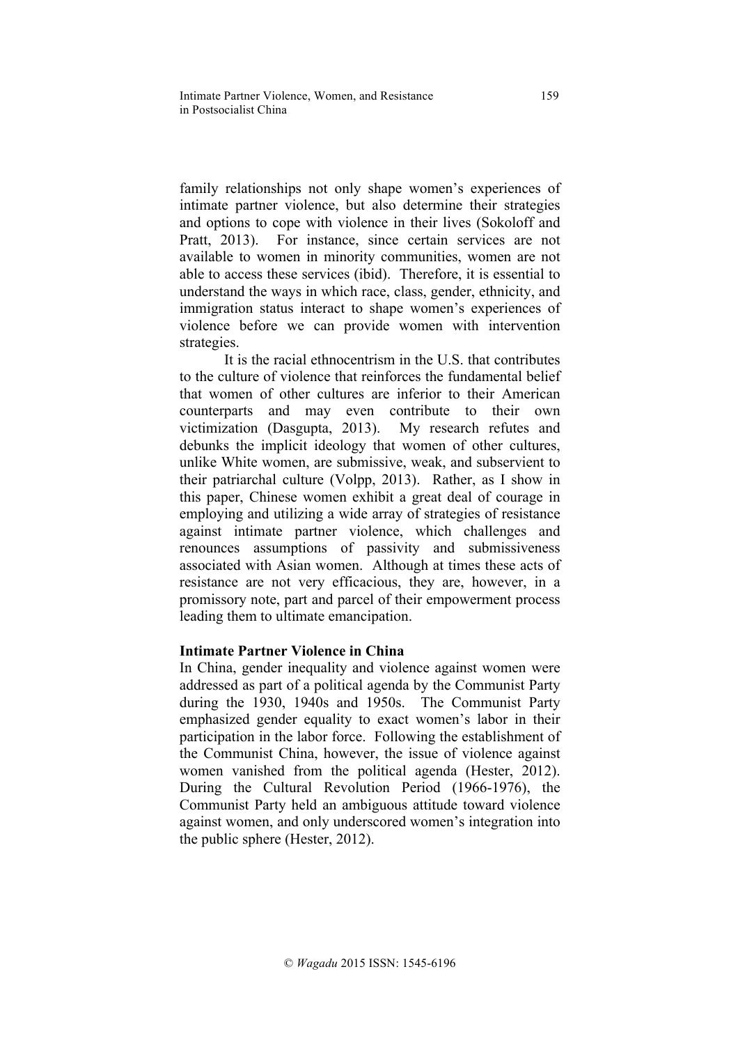family relationships not only shape women's experiences of intimate partner violence, but also determine their strategies and options to cope with violence in their lives (Sokoloff and Pratt, 2013). For instance, since certain services are not available to women in minority communities, women are not able to access these services (ibid). Therefore, it is essential to understand the ways in which race, class, gender, ethnicity, and immigration status interact to shape women's experiences of violence before we can provide women with intervention strategies.

It is the racial ethnocentrism in the U.S. that contributes to the culture of violence that reinforces the fundamental belief that women of other cultures are inferior to their American counterparts and may even contribute to their own victimization (Dasgupta, 2013). My research refutes and debunks the implicit ideology that women of other cultures, unlike White women, are submissive, weak, and subservient to their patriarchal culture (Volpp, 2013). Rather, as I show in this paper, Chinese women exhibit a great deal of courage in employing and utilizing a wide array of strategies of resistance against intimate partner violence, which challenges and renounces assumptions of passivity and submissiveness associated with Asian women. Although at times these acts of resistance are not very efficacious, they are, however, in a promissory note, part and parcel of their empowerment process leading them to ultimate emancipation.

**Intimate Partner Violence in China**

In China, gender inequality and violence against women were addressed as part of a political agenda by the Communist Party during the 1930, 1940s and 1950s. The Communist Party emphasized gender equality to exact women's labor in their participation in the labor force. Following the establishment of the Communist China, however, the issue of violence against women vanished from the political agenda (Hester, 2012). During the Cultural Revolution Period (1966-1976), the Communist Party held an ambiguous attitude toward violence against women, and only underscored women's integration into the public sphere (Hester, 2012).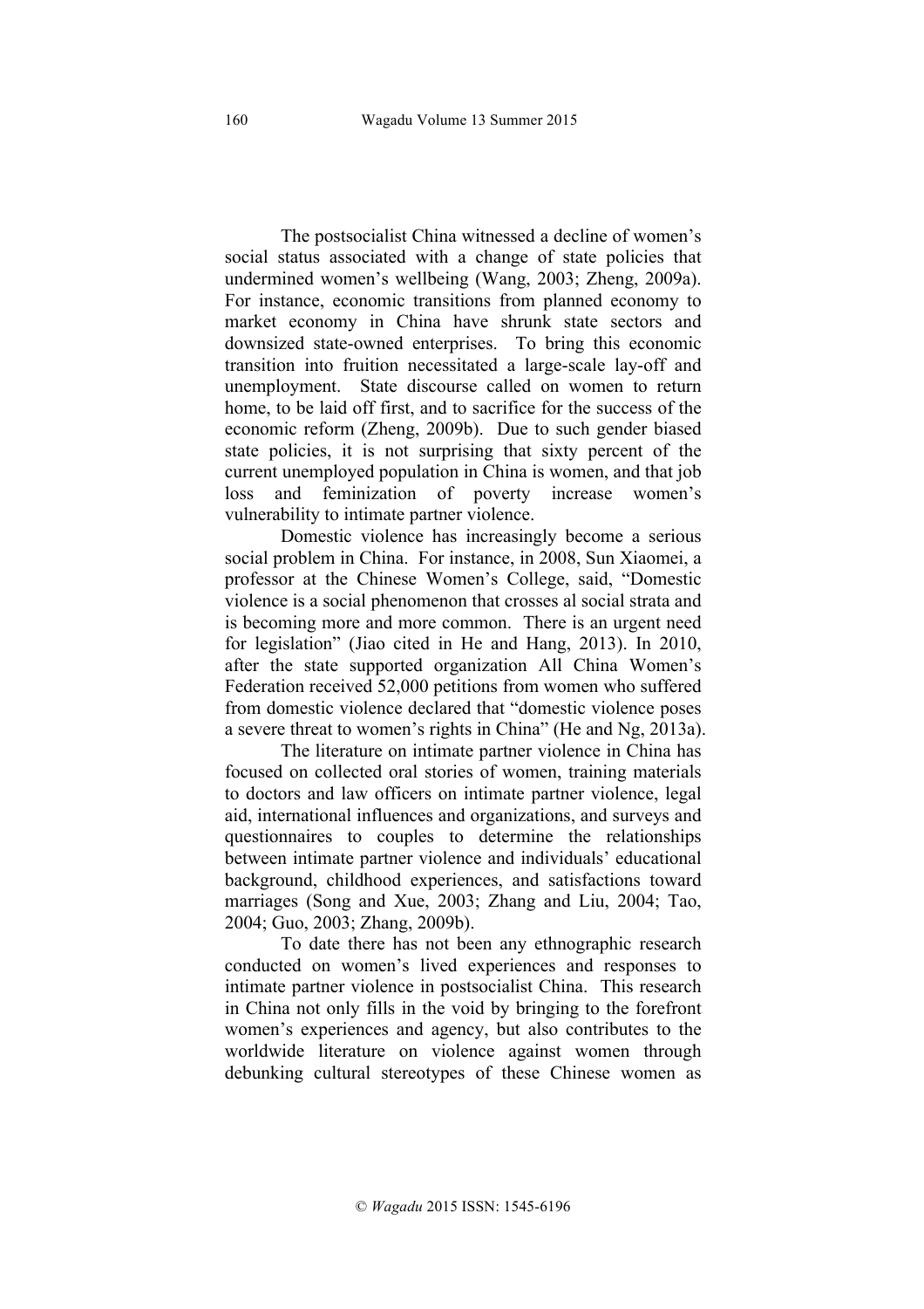The postsocialist China witnessed a decline of women's social status associated with a change of state policies that undermined women's wellbeing (Wang, 2003; Zheng, 2009a). For instance, economic transitions from planned economy to market economy in China have shrunk state sectors and downsized state-owned enterprises. To bring this economic transition into fruition necessitated a large-scale lay-off and unemployment. State discourse called on women to return home, to be laid off first, and to sacrifice for the success of the economic reform (Zheng, 2009b). Due to such gender biased state policies, it is not surprising that sixty percent of the current unemployed population in China is women, and that job loss and feminization of poverty increase women's vulnerability to intimate partner violence.

Domestic violence has increasingly become a serious social problem in China. For instance, in 2008, Sun Xiaomei, a professor at the Chinese Women's College, said, "Domestic violence is a social phenomenon that crosses al social strata and is becoming more and more common. There is an urgent need for legislation" (Jiao cited in He and Hang, 2013). In 2010, after the state supported organization All China Women's Federation received 52,000 petitions from women who suffered from domestic violence declared that "domestic violence poses a severe threat to women's rights in China" (He and Ng, 2013a).

The literature on intimate partner violence in China has focused on collected oral stories of women, training materials to doctors and law officers on intimate partner violence, legal aid, international influences and organizations, and surveys and questionnaires to couples to determine the relationships between intimate partner violence and individuals' educational background, childhood experiences, and satisfactions toward marriages (Song and Xue, 2003; Zhang and Liu, 2004; Tao, 2004; Guo, 2003; Zhang, 2009b).

To date there has not been any ethnographic research conducted on women's lived experiences and responses to intimate partner violence in postsocialist China. This research in China not only fills in the void by bringing to the forefront women's experiences and agency, but also contributes to the worldwide literature on violence against women through debunking cultural stereotypes of these Chinese women as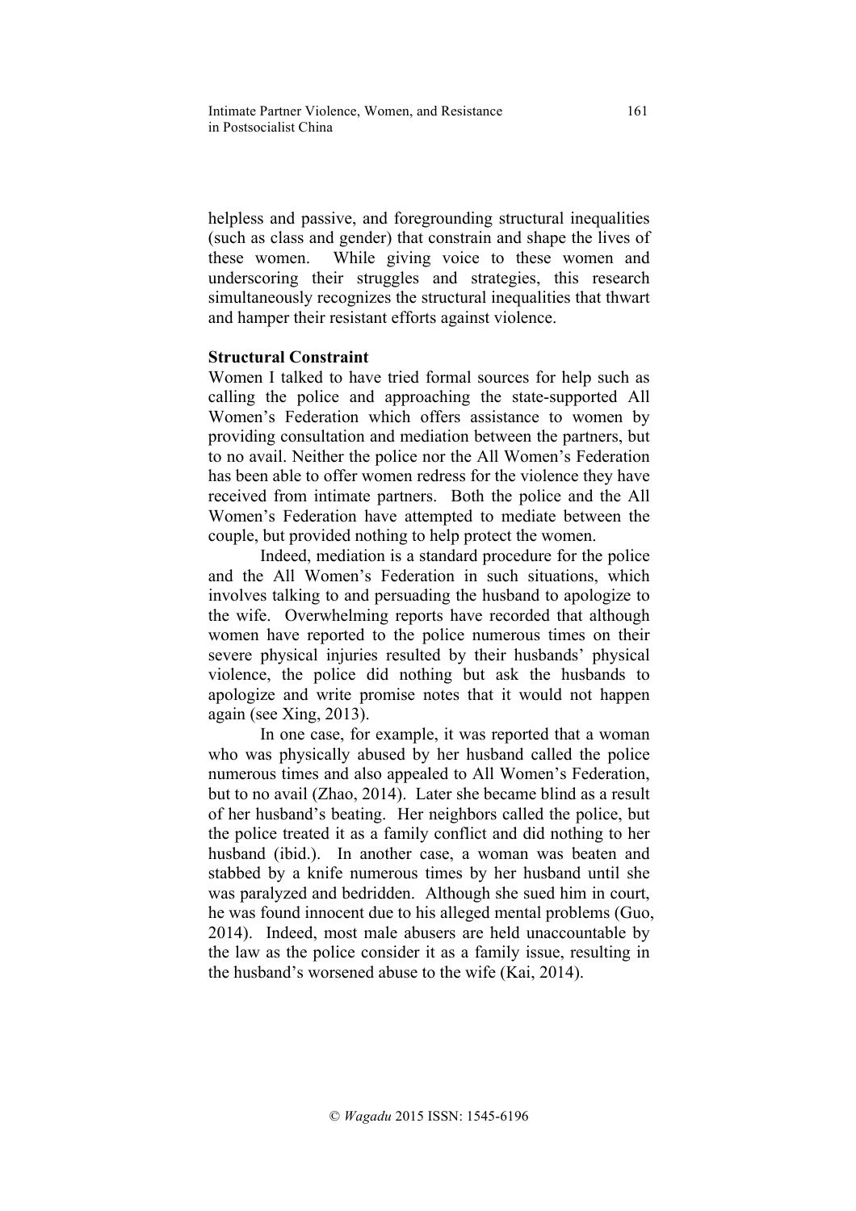helpless and passive, and foregrounding structural inequalities (such as class and gender) that constrain and shape the lives of these women. While giving voice to these women and underscoring their struggles and strategies, this research simultaneously recognizes the structural inequalities that thwart and hamper their resistant efforts against violence.

**Structural Constraint**

Women I talked to have tried formal sources for help such as calling the police and approaching the state-supported All Women's Federation which offers assistance to women by providing consultation and mediation between the partners, but to no avail. Neither the police nor the All Women's Federation has been able to offer women redress for the violence they have received from intimate partners. Both the police and the All Women's Federation have attempted to mediate between the couple, but provided nothing to help protect the women.

Indeed, mediation is a standard procedure for the police and the All Women's Federation in such situations, which involves talking to and persuading the husband to apologize to the wife. Overwhelming reports have recorded that although women have reported to the police numerous times on their severe physical injuries resulted by their husbands' physical violence, the police did nothing but ask the husbands to apologize and write promise notes that it would not happen again (see Xing, 2013).

In one case, for example, it was reported that a woman who was physically abused by her husband called the police numerous times and also appealed to All Women's Federation, but to no avail (Zhao, 2014). Later she became blind as a result of her husband's beating. Her neighbors called the police, but the police treated it as a family conflict and did nothing to her husband (ibid.). In another case, a woman was beaten and stabbed by a knife numerous times by her husband until she was paralyzed and bedridden. Although she sued him in court, he was found innocent due to his alleged mental problems (Guo, 2014). Indeed, most male abusers are held unaccountable by the law as the police consider it as a family issue, resulting in the husband's worsened abuse to the wife (Kai, 2014).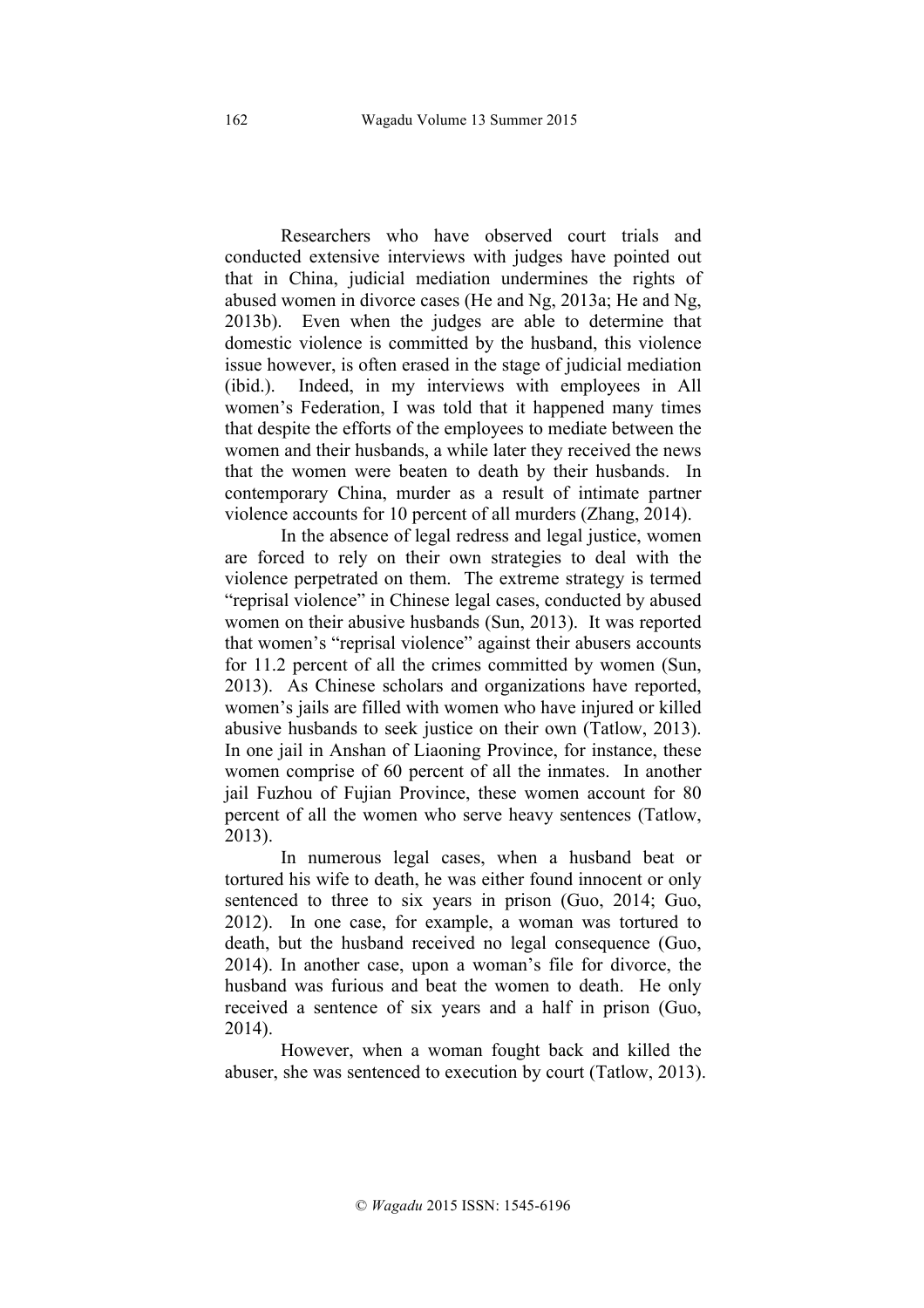Researchers who have observed court trials and conducted extensive interviews with judges have pointed out that in China, judicial mediation undermines the rights of abused women in divorce cases (He and Ng, 2013a; He and Ng, 2013b). Even when the judges are able to determine that domestic violence is committed by the husband, this violence issue however, is often erased in the stage of judicial mediation (ibid.). Indeed, in my interviews with employees in All women's Federation, I was told that it happened many times that despite the efforts of the employees to mediate between the women and their husbands, a while later they received the news that the women were beaten to death by their husbands. In contemporary China, murder as a result of intimate partner violence accounts for 10 percent of all murders (Zhang, 2014).

In the absence of legal redress and legal justice, women are forced to rely on their own strategies to deal with the violence perpetrated on them. The extreme strategy is termed "reprisal violence" in Chinese legal cases, conducted by abused women on their abusive husbands (Sun, 2013). It was reported that women's "reprisal violence" against their abusers accounts for 11.2 percent of all the crimes committed by women (Sun, 2013). As Chinese scholars and organizations have reported, women's jails are filled with women who have injured or killed abusive husbands to seek justice on their own (Tatlow, 2013). In one jail in Anshan of Liaoning Province, for instance, these women comprise of 60 percent of all the inmates. In another jail Fuzhou of Fujian Province, these women account for 80 percent of all the women who serve heavy sentences (Tatlow, 2013).

In numerous legal cases, when a husband beat or tortured his wife to death, he was either found innocent or only sentenced to three to six years in prison (Guo, 2014; Guo, 2012). In one case, for example, a woman was tortured to death, but the husband received no legal consequence (Guo, 2014). In another case, upon a woman's file for divorce, the husband was furious and beat the women to death. He only received a sentence of six years and a half in prison (Guo, 2014).

However, when a woman fought back and killed the abuser, she was sentenced to execution by court (Tatlow, 2013).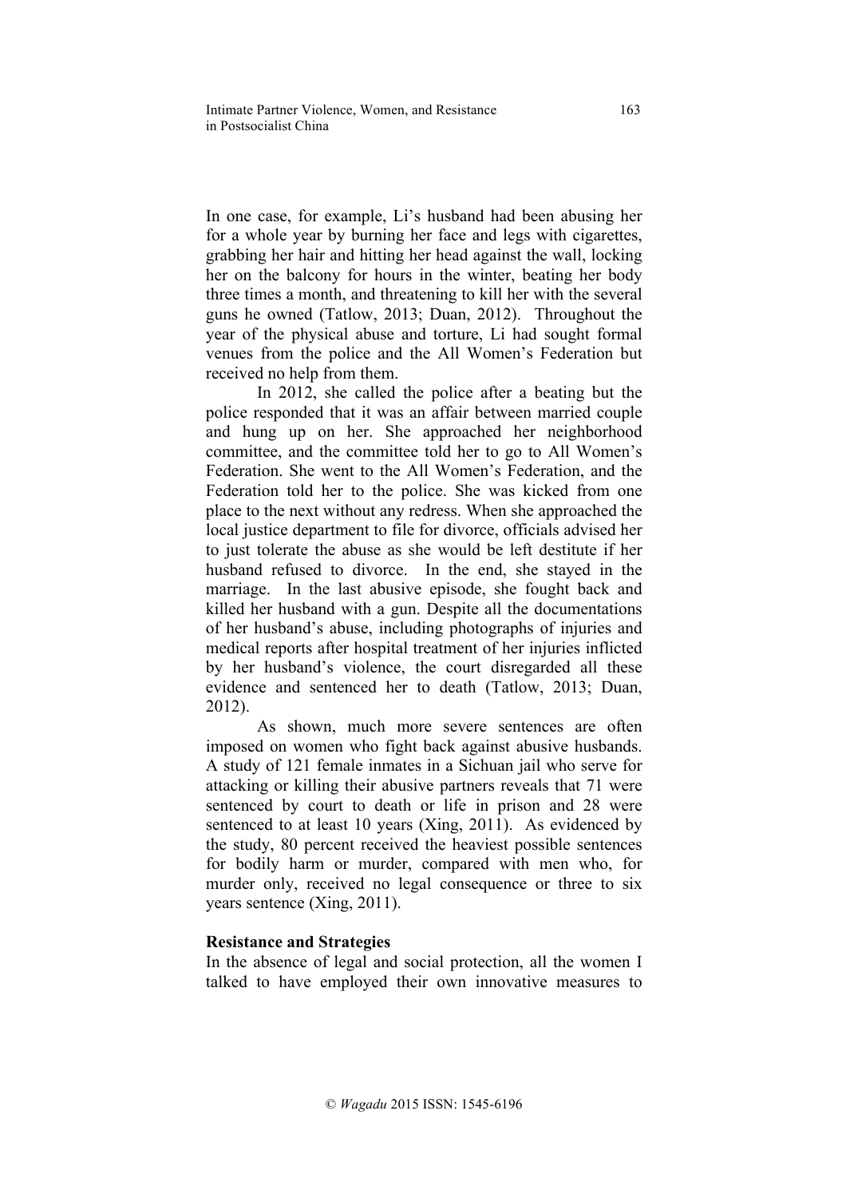In one case, for example, Li's husband had been abusing her for a whole year by burning her face and legs with cigarettes, grabbing her hair and hitting her head against the wall, locking her on the balcony for hours in the winter, beating her body three times a month, and threatening to kill her with the several guns he owned (Tatlow, 2013; Duan, 2012). Throughout the year of the physical abuse and torture, Li had sought formal venues from the police and the All Women's Federation but received no help from them.

In 2012, she called the police after a beating but the police responded that it was an affair between married couple and hung up on her. She approached her neighborhood committee, and the committee told her to go to All Women's Federation. She went to the All Women's Federation, and the Federation told her to the police. She was kicked from one place to the next without any redress. When she approached the local justice department to file for divorce, officials advised her to just tolerate the abuse as she would be left destitute if her husband refused to divorce. In the end, she stayed in the marriage. In the last abusive episode, she fought back and killed her husband with a gun. Despite all the documentations of her husband's abuse, including photographs of injuries and medical reports after hospital treatment of her injuries inflicted by her husband's violence, the court disregarded all these evidence and sentenced her to death (Tatlow, 2013; Duan, 2012).

As shown, much more severe sentences are often imposed on women who fight back against abusive husbands. A study of 121 female inmates in a Sichuan jail who serve for attacking or killing their abusive partners reveals that 71 were sentenced by court to death or life in prison and 28 were sentenced to at least 10 years (Xing, 2011). As evidenced by the study, 80 percent received the heaviest possible sentences for bodily harm or murder, compared with men who, for murder only, received no legal consequence or three to six years sentence (Xing, 2011).

**Resistance and Strategies**

In the absence of legal and social protection, all the women I talked to have employed their own innovative measures to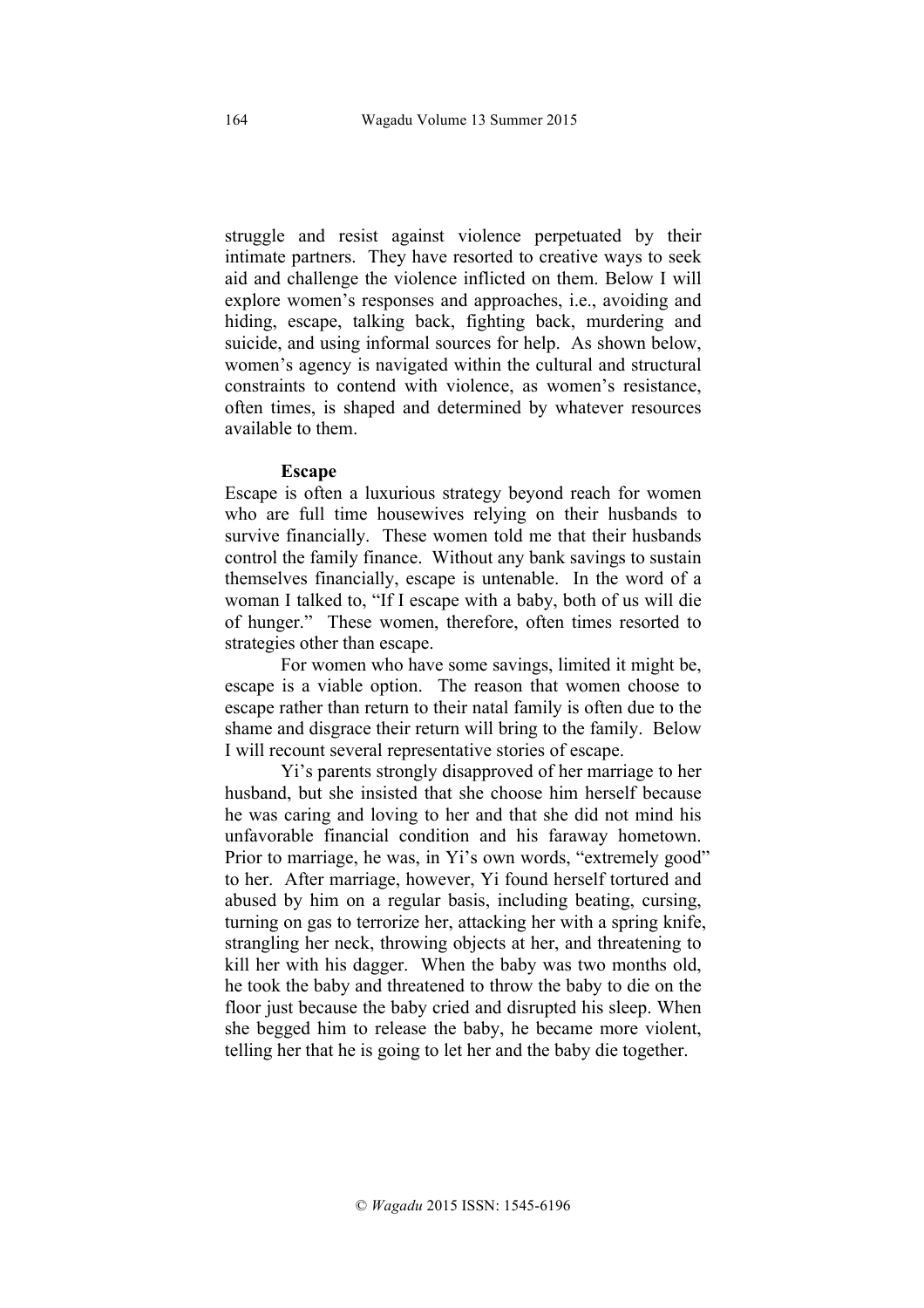struggle and resist against violence perpetuated by their intimate partners. They have resorted to creative ways to seek aid and challenge the violence inflicted on them. Below I will explore women's responses and approaches, i.e., avoiding and hiding, escape, talking back, fighting back, murdering and suicide, and using informal sources for help. As shown below, women's agency is navigated within the cultural and structural constraints to contend with violence, as women's resistance, often times, is shaped and determined by whatever resources available to them.

### Escape

Escape is often a luxurious strategy beyond reach for women who are full time housewives relying on their husbands to survive financially. These women told me that their husbands control the family finance. Without any bank savings to sustain themselves financially, escape is untenable. In the word of a woman I talked to, "If I escape with a baby, both of us will die of hunger." These women, therefore, often times resorted to strategies other than escape.

For women who have some savings, limited it might be, escape is a viable option. The reason that women choose to escape rather than return to their natal family is often due to the shame and disgrace their return will bring to the family. Below I will recount several representative stories of escape.

Yi's parents strongly disapproved of her marriage to her husband, but she insisted that she choose him herself because he was caring and loving to her and that she did not mind his unfavorable financial condition and his faraway hometown. Prior to marriage, he was, in Yi's own words, "extremely good" to her. After marriage, however, Yi found herself tortured and abused by him on a regular basis, including beating, cursing, turning on gas to terrorize her, attacking her with a spring knife, strangling her neck, throwing objects at her, and threatening to kill her with his dagger. When the baby was two months old, he took the baby and threatened to throw the baby to die on the floor just because the baby cried and disrupted his sleep. When she begged him to release the baby, he became more violent, telling her that he is going to let her and the baby die together.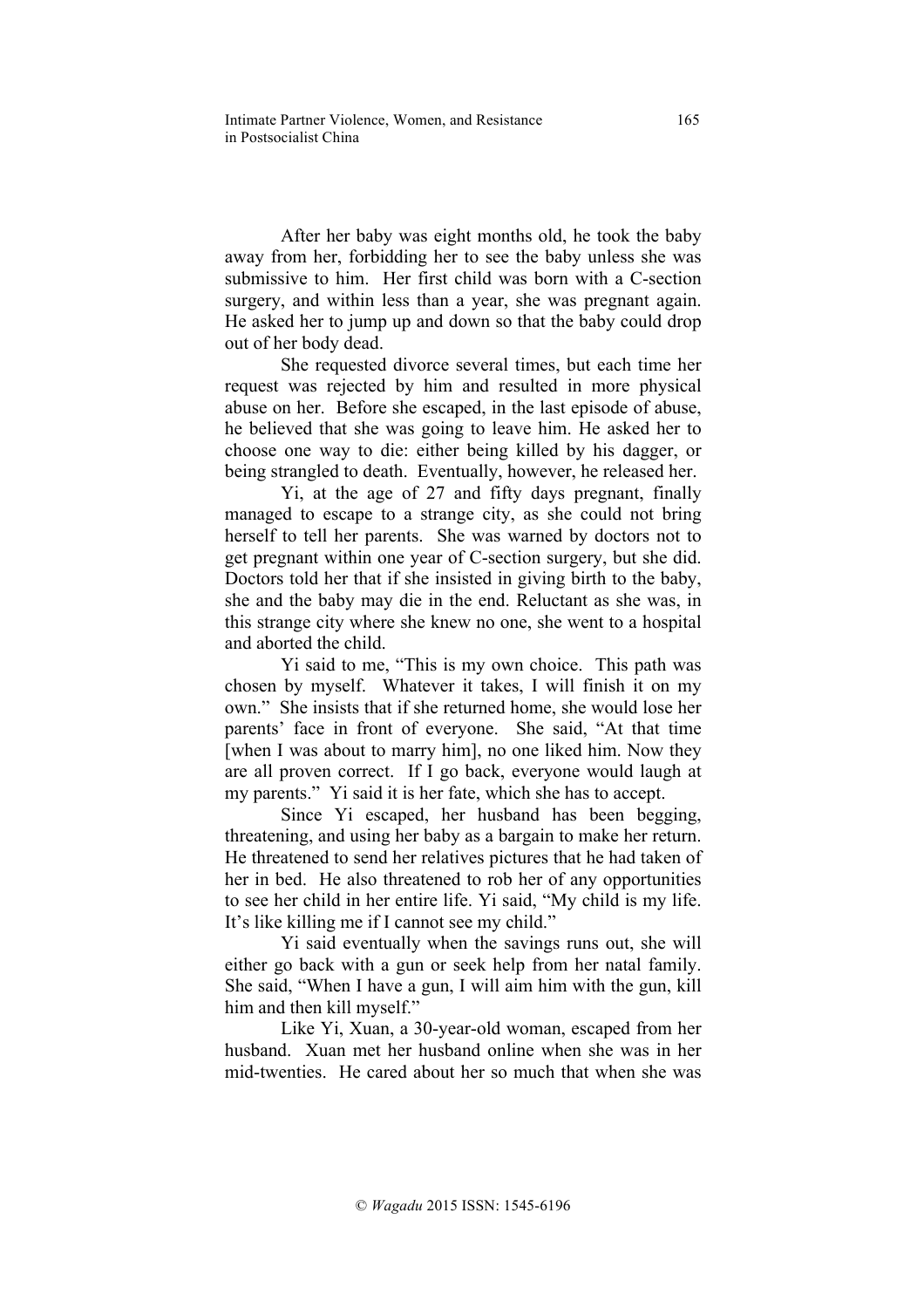After her baby was eight months old, he took the baby away from her, forbidding her to see the baby unless she was submissive to him. Her first child was born with a C-section surgery, and within less than a year, she was pregnant again. He asked her to jump up and down so that the baby could drop out of her body dead.

She requested divorce several times, but each time her request was rejected by him and resulted in more physical abuse on her. Before she escaped, in the last episode of abuse, he believed that she was going to leave him. He asked her to choose one way to die: either being killed by his dagger, or being strangled to death. Eventually, however, he released her.

Yi, at the age of 27 and fifty days pregnant, finally managed to escape to a strange city, as she could not bring herself to tell her parents. She was warned by doctors not to get pregnant within one year of C-section surgery, but she did. Doctors told her that if she insisted in giving birth to the baby, she and the baby may die in the end. Reluctant as she was, in this strange city where she knew no one, she went to a hospital and aborted the child.

Yi said to me, "This is my own choice. This path was chosen by myself. Whatever it takes, I will finish it on my own." She insists that if she returned home, she would lose her parents' face in front of everyone. She said, "At that time [when I was about to marry him], no one liked him. Now they are all proven correct. If I go back, everyone would laugh at my parents." Yi said it is her fate, which she has to accept.

Since Yi escaped, her husband has been begging, threatening, and using her baby as a bargain to make her return. He threatened to send her relatives pictures that he had taken of her in bed. He also threatened to rob her of any opportunities to see her child in her entire life. Yi said, "My child is my life. It's like killing me if I cannot see my child."

Yi said eventually when the savings runs out, she will either go back with a gun or seek help from her natal family. She said, "When I have a gun, I will aim him with the gun, kill him and then kill myself."

Like Yi, Xuan, a 30-year-old woman, escaped from her husband. Xuan met her husband online when she was in her mid-twenties. He cared about her so much that when she was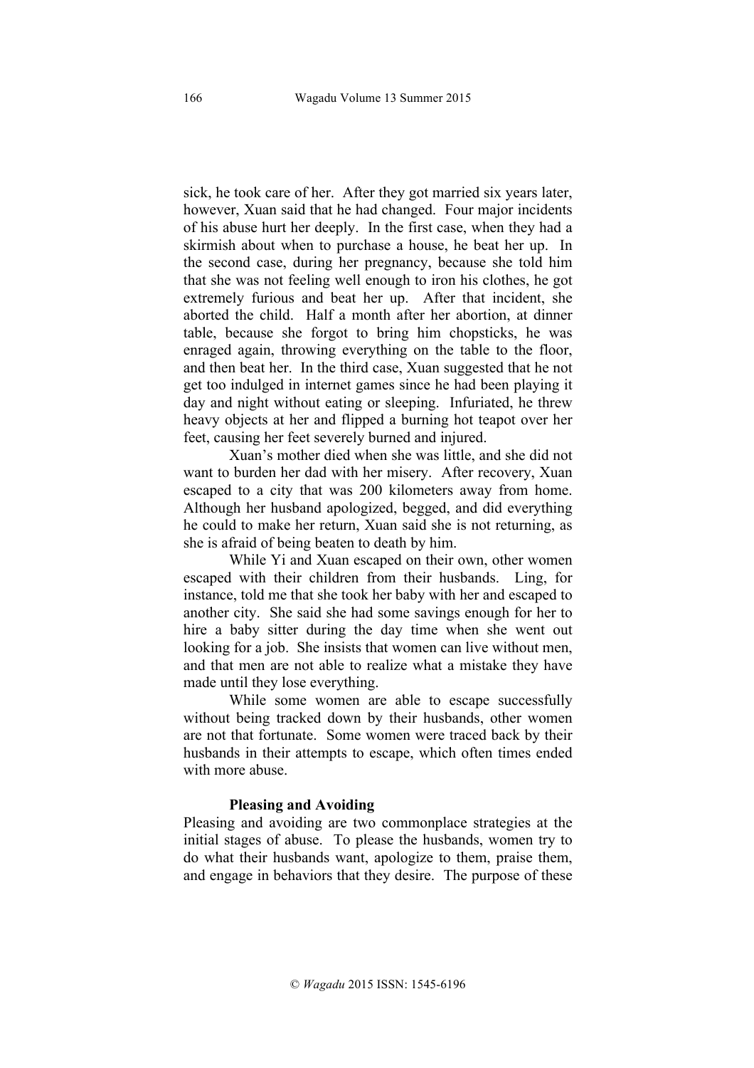sick, he took care of her. After they got married six years later, however, Xuan said that he had changed. Four major incidents of his abuse hurt her deeply. In the first case, when they had a skirmish about when to purchase a house, he beat her up. In the second case, during her pregnancy, because she told him that she was not feeling well enough to iron his clothes, he got extremely furious and beat her up. After that incident, she aborted the child. Half a month after her abortion, at dinner table, because she forgot to bring him chopsticks, he was enraged again, throwing everything on the table to the floor, and then beat her. In the third case, Xuan suggested that he not get too indulged in internet games since he had been playing it day and night without eating or sleeping. Infuriated, he threw heavy objects at her and flipped a burning hot teapot over her feet, causing her feet severely burned and injured.

Xuan's mother died when she was little, and she did not want to burden her dad with her misery. After recovery, Xuan escaped to a city that was 200 kilometers away from home. Although her husband apologized, begged, and did everything he could to make her return, Xuan said she is not returning, as she is afraid of being beaten to death by him.

While Yi and Xuan escaped on their own, other women escaped with their children from their husbands. Ling, for instance, told me that she took her baby with her and escaped to another city. She said she had some savings enough for her to hire a baby sitter during the day time when she went out looking for a job. She insists that women can live without men, and that men are not able to realize what a mistake they have made until they lose everything.

While some women are able to escape successfully without being tracked down by their husbands, other women are not that fortunate. Some women were traced back by their husbands in their attempts to escape, which often times ended with more abuse.

**Pleasing and Avoiding**

Pleasing and avoiding are two commonplace strategies at the initial stages of abuse. To please the husbands, women try to do what their husbands want, apologize to them, praise them, and engage in behaviors that they desire. The purpose of these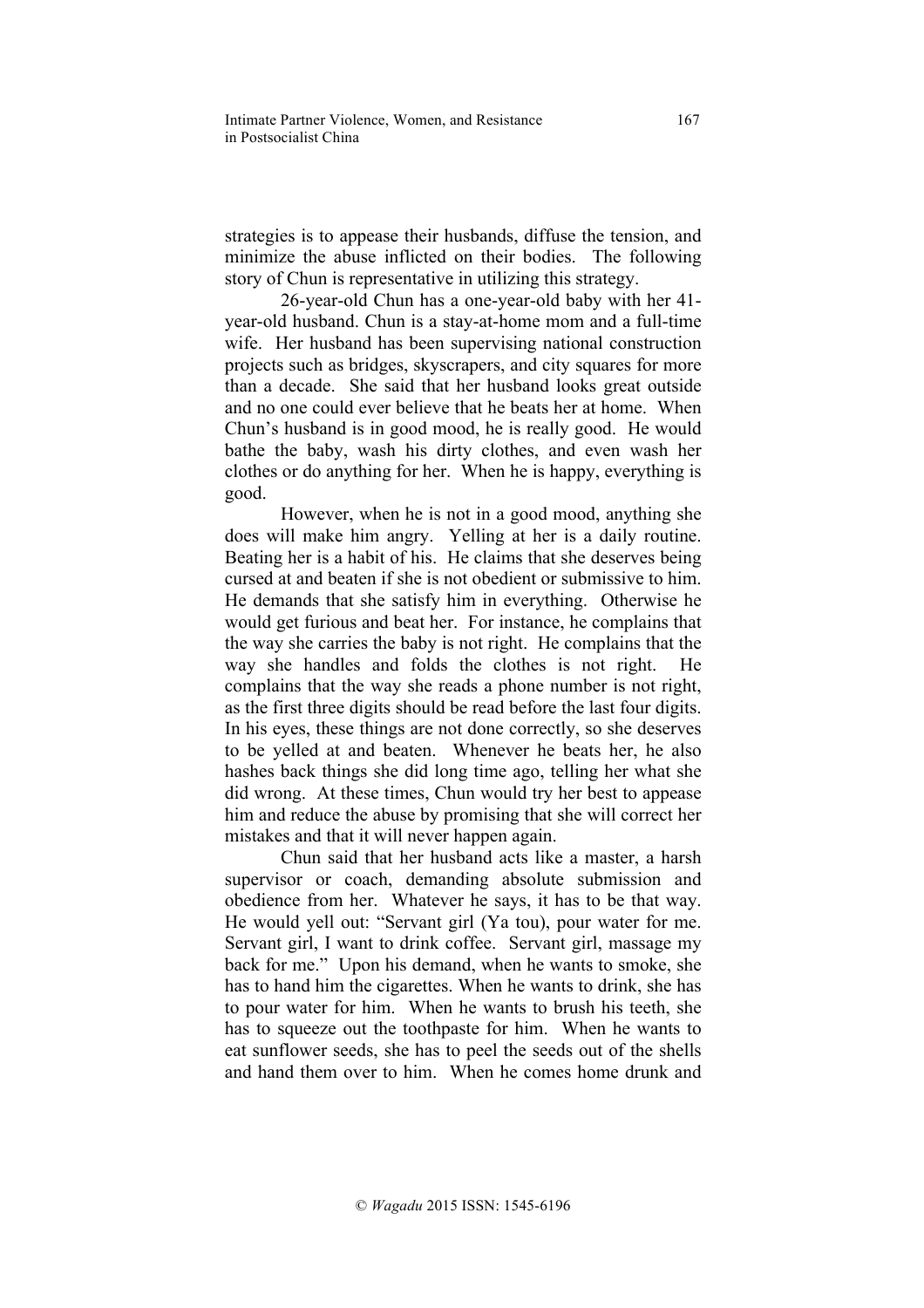strategies is to appease their husbands, diffuse the tension, and minimize the abuse inflicted on their bodies. The following story of Chun is representative in utilizing this strategy.

26-year-old Chun has a one-year-old baby with her 41-year-old husband. Chun is a stay-at-home mom and a full-time wife. Her husband has been supervising national construction projects such as bridges, skyscrapers, and city squares for more than a decade. She said that her husband looks great outside and no one could ever believe that he beats her at home. When Chun's husband is in good mood, he is really good. He would bathe the baby, wash his dirty clothes, and even wash her clothes or do anything for her. When he is happy, everything is good.

However, when he is not in a good mood, anything she does will make him angry. Yelling at her is a daily routine. Beating her is a habit of his. He claims that she deserves being cursed at and beaten if she is not obedient or submissive to him. He demands that she satisfy him in everything. Otherwise he would get furious and beat her. For instance, he complains that the way she carries the baby is not right. He complains that the way she handles and folds the clothes is not right. He complains that the way she reads a phone number is not right, as the first three digits should be read before the last four digits. In his eyes, these things are not done correctly, so she deserves to be yelled at and beaten. Whenever he beats her, he also hashes back things she did long time ago, telling her what she did wrong. At these times, Chun would try her best to appease him and reduce the abuse by promising that she will correct her mistakes and that it will never happen again.

Chun said that her husband acts like a master, a harsh supervisor or coach, demanding absolute submission and obedience from her. Whatever he says, it has to be that way. He would yell out: "Servant girl (Ya tou), pour water for me. Servant girl, I want to drink coffee. Servant girl, massage my back for me." Upon his demand, when he wants to smoke, she has to hand him the cigarettes. When he wants to drink, she has to pour water for him. When he wants to brush his teeth, she has to squeeze out the toothpaste for him. When he wants to eat sunflower seeds, she has to peel the seeds out of the shells and hand them over to him. When he comes home drunk and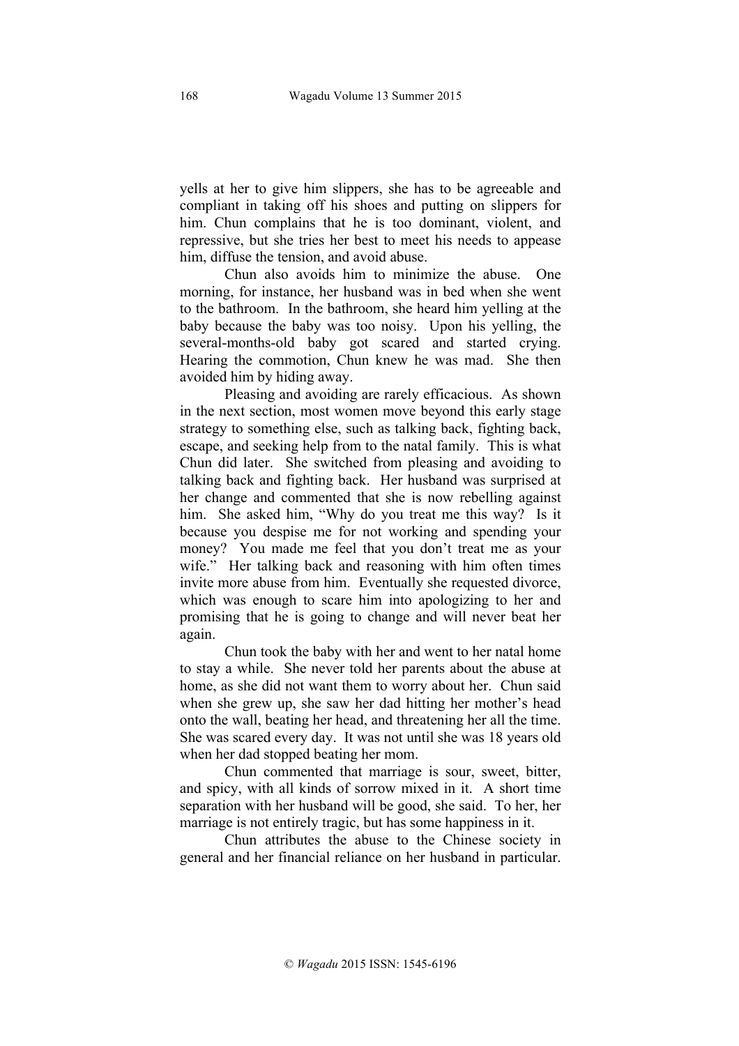yells at her to give him slippers, she has to be agreeable and compliant in taking off his shoes and putting on slippers for him. Chun complains that he is too dominant, violent, and repressive, but she tries her best to meet his needs to appease him, diffuse the tension, and avoid abuse.

Chun also avoids him to minimize the abuse. One morning, for instance, her husband was in bed when she went to the bathroom. In the bathroom, she heard him yelling at the baby because the baby was too noisy. Upon his yelling, the several-months-old baby got scared and started crying. Hearing the commotion, Chun knew he was mad. She then avoided him by hiding away.

Pleasing and avoiding are rarely efficacious. As shown in the next section, most women move beyond this early stage strategy to something else, such as talking back, fighting back, escape, and seeking help from to the natal family. This is what Chun did later. She switched from pleasing and avoiding to talking back and fighting back. Her husband was surprised at her change and commented that she is now rebelling against him. She asked him, "Why do you treat me this way? Is it because you despise me for not working and spending your money? You made me feel that you don't treat me as your wife." Her talking back and reasoning with him often times invite more abuse from him. Eventually she requested divorce, which was enough to scare him into apologizing to her and promising that he is going to change and will never beat her again.

Chun took the baby with her and went to her natal home to stay a while. She never told her parents about the abuse at home, as she did not want them to worry about her. Chun said when she grew up, she saw her dad hitting her mother's head onto the wall, beating her head, and threatening her all the time. She was scared every day. It was not until she was 18 years old when her dad stopped beating her mom.

Chun commented that marriage is sour, sweet, bitter, and spicy, with all kinds of sorrow mixed in it. A short time separation with her husband will be good, she said. To her, her marriage is not entirely tragic, but has some happiness in it.

Chun attributes the abuse to the Chinese society in general and her financial reliance on her husband in particular.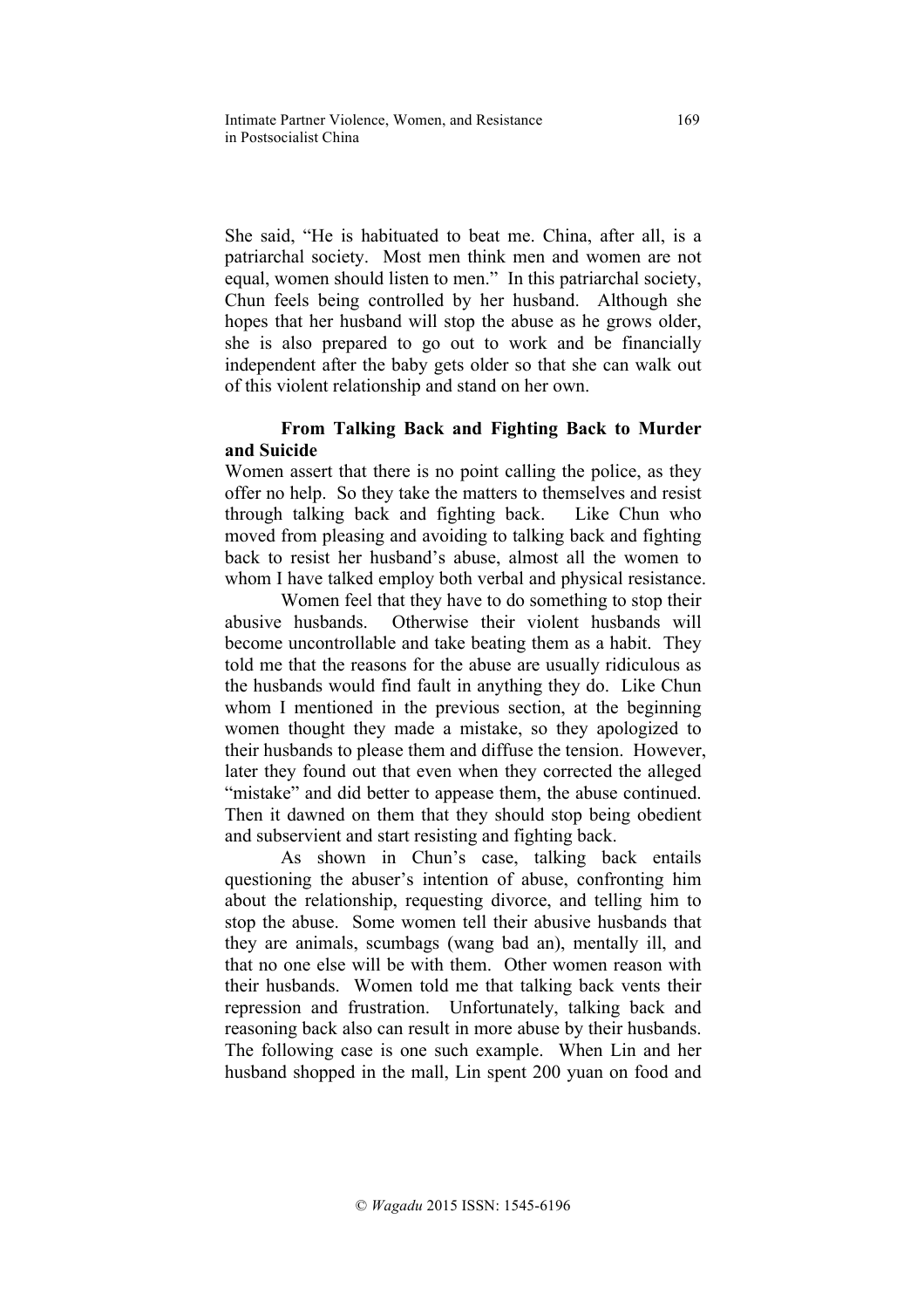She said, "He is habituated to beat me. China, after all, is a patriarchal society. Most men think men and women are not equal, women should listen to men." In this patriarchal society, Chun feels being controlled by her husband. Although she hopes that her husband will stop the abuse as he grows older, she is also prepared to go out to work and be financially independent after the baby gets older so that she can walk out of this violent relationship and stand on her own.

### From Talking Back and Fighting Back to Murder and Suicide

Women assert that there is no point calling the police, as they offer no help. So they take the matters to themselves and resist through talking back and fighting back. Like Chun who moved from pleasing and avoiding to talking back and fighting back to resist her husband's abuse, almost all the women to whom I have talked employ both verbal and physical resistance.

Women feel that they have to do something to stop their abusive husbands. Otherwise their violent husbands will become uncontrollable and take beating them as a habit. They told me that the reasons for the abuse are usually ridiculous as the husbands would find fault in anything they do. Like Chun whom I mentioned in the previous section, at the beginning women thought they made a mistake, so they apologized to their husbands to please them and diffuse the tension. However, later they found out that even when they corrected the alleged "mistake" and did better to appease them, the abuse continued. Then it dawned on them that they should stop being obedient and subservient and start resisting and fighting back.

As shown in Chun's case, talking back entails questioning the abuser's intention of abuse, confronting him about the relationship, requesting divorce, and telling him to stop the abuse. Some women tell their abusive husbands that they are animals, scumbags (wang bad an), mentally ill, and that no one else will be with them. Other women reason with their husbands. Women told me that talking back vents their repression and frustration. Unfortunately, talking back and reasoning back also can result in more abuse by their husbands. The following case is one such example. When Lin and her husband shopped in the mall, Lin spent 200 yuan on food and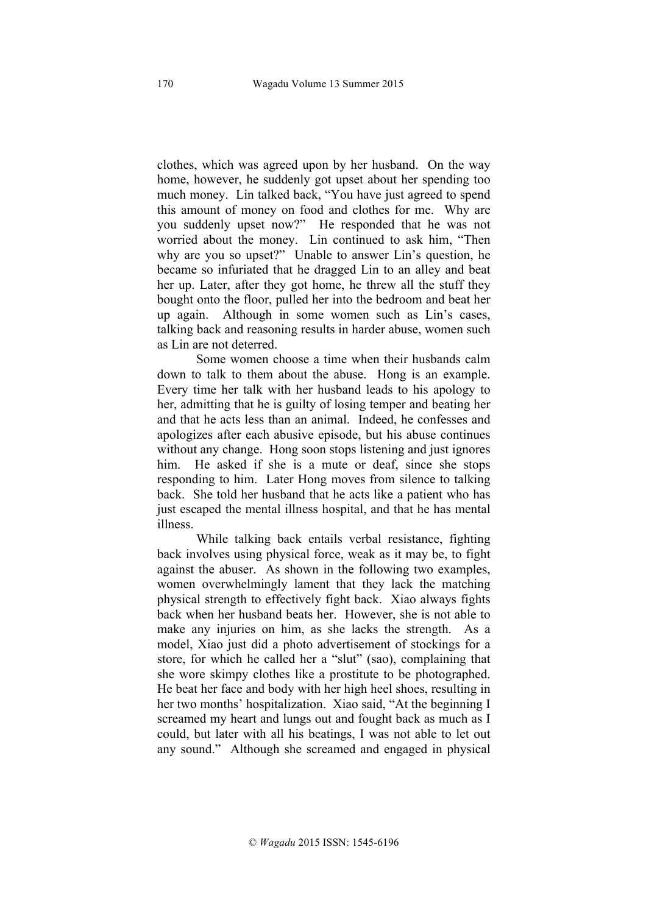clothes, which was agreed upon by her husband. On the way home, however, he suddenly got upset about her spending too much money. Lin talked back, "You have just agreed to spend this amount of money on food and clothes for me. Why are you suddenly upset now?" He responded that he was not worried about the money. Lin continued to ask him, "Then why are you so upset?" Unable to answer Lin's question, he became so infuriated that he dragged Lin to an alley and beat her up. Later, after they got home, he threw all the stuff they bought onto the floor, pulled her into the bedroom and beat her up again. Although in some women such as Lin's cases, talking back and reasoning results in harder abuse, women such as Lin are not deterred.

Some women choose a time when their husbands calm down to talk to them about the abuse. Hong is an example. Every time her talk with her husband leads to his apology to her, admitting that he is guilty of losing temper and beating her and that he acts less than an animal. Indeed, he confesses and apologizes after each abusive episode, but his abuse continues without any change. Hong soon stops listening and just ignores him. He asked if she is a mute or deaf, since she stops responding to him. Later Hong moves from silence to talking back. She told her husband that he acts like a patient who has just escaped the mental illness hospital, and that he has mental illness.

While talking back entails verbal resistance, fighting back involves using physical force, weak as it may be, to fight against the abuser. As shown in the following two examples, women overwhelmingly lament that they lack the matching physical strength to effectively fight back. Xiao always fights back when her husband beats her. However, she is not able to make any injuries on him, as she lacks the strength. As a model, Xiao just did a photo advertisement of stockings for a store, for which he called her a "slut" (sao), complaining that she wore skimpy clothes like a prostitute to be photographed. He beat her face and body with her high heel shoes, resulting in her two months' hospitalization. Xiao said, "At the beginning I screamed my heart and lungs out and fought back as much as I could, but later with all his beatings, I was not able to let out any sound." Although she screamed and engaged in physical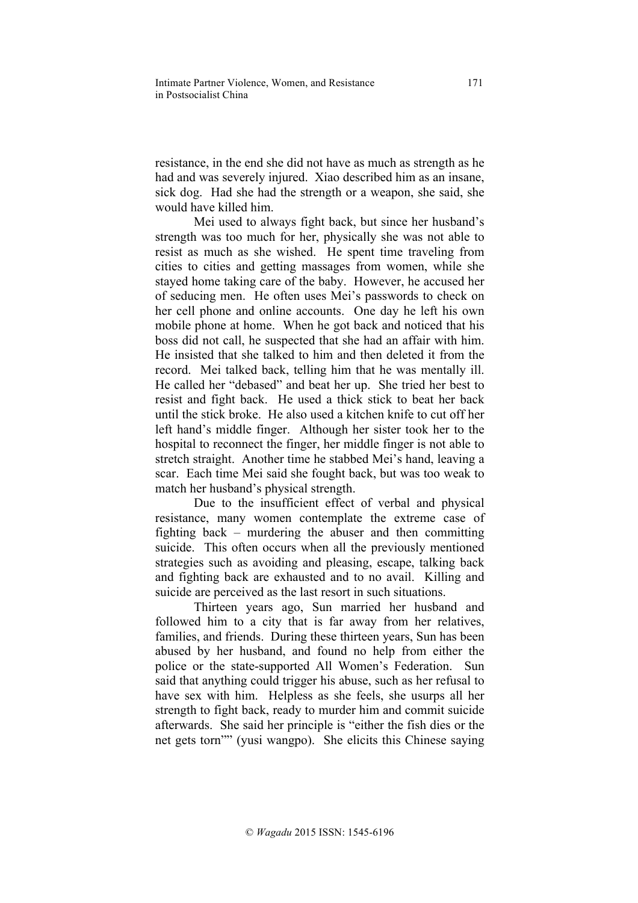resistance, in the end she did not have as much as strength as he had and was severely injured. Xiao described him as an insane, sick dog. Had she had the strength or a weapon, she said, she would have killed him.

Mei used to always fight back, but since her husband's strength was too much for her, physically she was not able to resist as much as she wished. He spent time traveling from cities to cities and getting massages from women, while she stayed home taking care of the baby. However, he accused her of seducing men. He often uses Mei's passwords to check on her cell phone and online accounts. One day he left his own mobile phone at home. When he got back and noticed that his boss did not call, he suspected that she had an affair with him. He insisted that she talked to him and then deleted it from the record. Mei talked back, telling him that he was mentally ill. He called her "debased" and beat her up. She tried her best to resist and fight back. He used a thick stick to beat her back until the stick broke. He also used a kitchen knife to cut off her left hand's middle finger. Although her sister took her to the hospital to reconnect the finger, her middle finger is not able to stretch straight. Another time he stabbed Mei's hand, leaving a scar. Each time Mei said she fought back, but was too weak to match her husband's physical strength.

Due to the insufficient effect of verbal and physical resistance, many women contemplate the extreme case of fighting back – murdering the abuser and then committing suicide. This often occurs when all the previously mentioned strategies such as avoiding and pleasing, escape, talking back and fighting back are exhausted and to no avail. Killing and suicide are perceived as the last resort in such situations.

Thirteen years ago, Sun married her husband and followed him to a city that is far away from her relatives, families, and friends. During these thirteen years, Sun has been abused by her husband, and found no help from either the police or the state-supported All Women's Federation. Sun said that anything could trigger his abuse, such as her refusal to have sex with him. Helpless as she feels, she usurps all her strength to fight back, ready to murder him and commit suicide afterwards. She said her principle is "either the fish dies or the net gets torn"" (yusi wangpo). She elicits this Chinese saying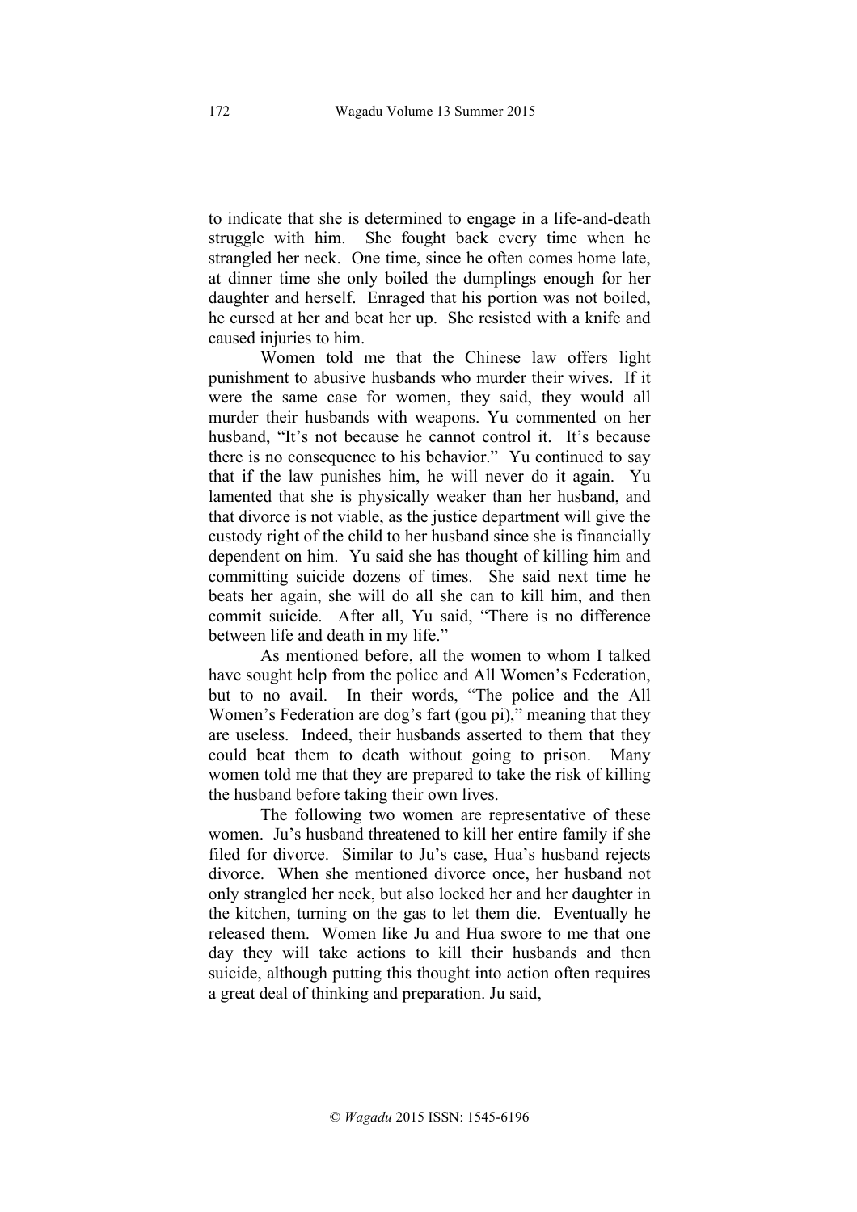to indicate that she is determined to engage in a life-and-death struggle with him. She fought back every time when he strangled her neck. One time, since he often comes home late, at dinner time she only boiled the dumplings enough for her daughter and herself. Enraged that his portion was not boiled, he cursed at her and beat her up. She resisted with a knife and caused injuries to him.

Women told me that the Chinese law offers light punishment to abusive husbands who murder their wives. If it were the same case for women, they said, they would all murder their husbands with weapons. Yu commented on her husband, "It's not because he cannot control it. It's because there is no consequence to his behavior." Yu continued to say that if the law punishes him, he will never do it again. Yu lamented that she is physically weaker than her husband, and that divorce is not viable, as the justice department will give the custody right of the child to her husband since she is financially dependent on him. Yu said she has thought of killing him and committing suicide dozens of times. She said next time he beats her again, she will do all she can to kill him, and then commit suicide. After all, Yu said, "There is no difference between life and death in my life."

As mentioned before, all the women to whom I talked have sought help from the police and All Women's Federation, but to no avail. In their words, "The police and the All Women's Federation are dog's fart (gou pi)," meaning that they are useless. Indeed, their husbands asserted to them that they could beat them to death without going to prison. Many women told me that they are prepared to take the risk of killing the husband before taking their own lives.

The following two women are representative of these women. Ju's husband threatened to kill her entire family if she filed for divorce. Similar to Ju's case, Hua's husband rejects divorce. When she mentioned divorce once, her husband not only strangled her neck, but also locked her and her daughter in the kitchen, turning on the gas to let them die. Eventually he released them. Women like Ju and Hua swore to me that one day they will take actions to kill their husbands and then suicide, although putting this thought into action often requires a great deal of thinking and preparation. Ju said,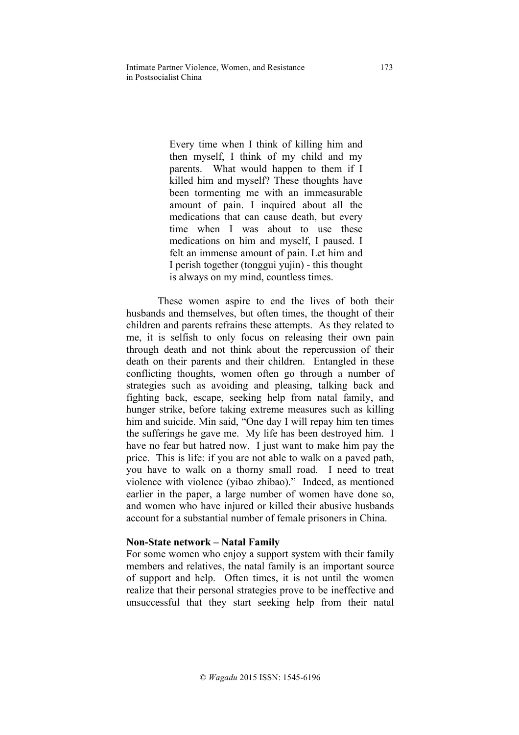> Every time when I think of killing him and then myself, I think of my child and my parents. What would happen to them if I killed him and myself? These thoughts have been tormenting me with an immeasurable amount of pain. I inquired about all the medications that can cause death, but every time when I was about to use these medications on him and myself, I paused. I felt an immense amount of pain. Let him and I perish together (tonggui yujin) - this thought is always on my mind, countless times.

These women aspire to end the lives of both their husbands and themselves, but often times, the thought of their children and parents refrains these attempts. As they related to me, it is selfish to only focus on releasing their own pain through death and not think about the repercussion of their death on their parents and their children. Entangled in these conflicting thoughts, women often go through a number of strategies such as avoiding and pleasing, talking back and fighting back, escape, seeking help from natal family, and hunger strike, before taking extreme measures such as killing him and suicide. Min said, "One day I will repay him ten times the sufferings he gave me. My life has been destroyed him. I have no fear but hatred now. I just want to make him pay the price. This is life: if you are not able to walk on a paved path, you have to walk on a thorny small road. I need to treat violence with violence (yibao zhibao)." Indeed, as mentioned earlier in the paper, a large number of women have done so, and women who have injured or killed their abusive husbands account for a substantial number of female prisoners in China.

**Non-State network – Natal Family**

For some women who enjoy a support system with their family members and relatives, the natal family is an important source of support and help. Often times, it is not until the women realize that their personal strategies prove to be ineffective and unsuccessful that they start seeking help from their natal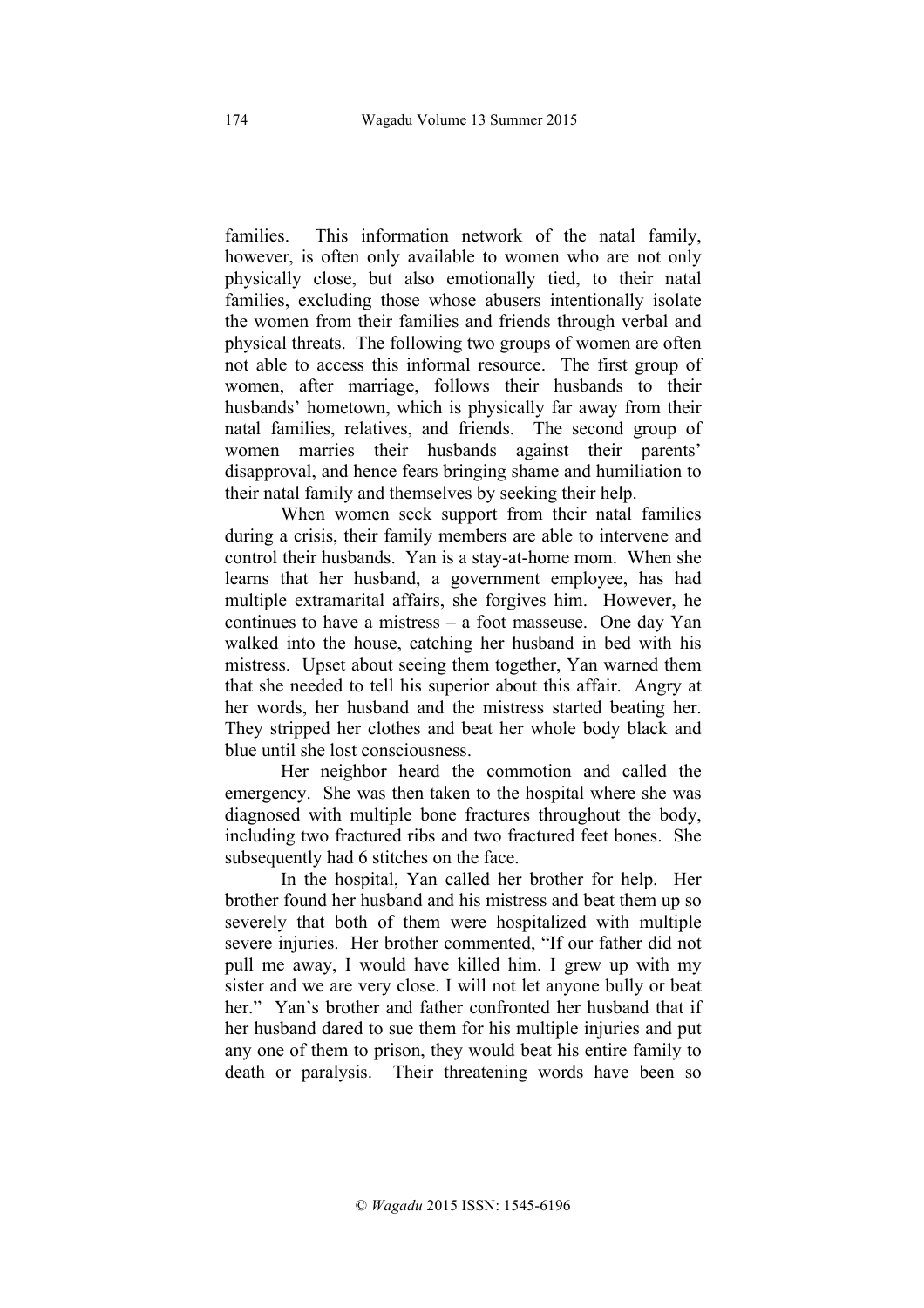families. This information network of the natal family, however, is often only available to women who are not only physically close, but also emotionally tied, to their natal families, excluding those whose abusers intentionally isolate the women from their families and friends through verbal and physical threats. The following two groups of women are often not able to access this informal resource. The first group of women, after marriage, follows their husbands to their husbands' hometown, which is physically far away from their natal families, relatives, and friends. The second group of women marries their husbands against their parents' disapproval, and hence fears bringing shame and humiliation to their natal family and themselves by seeking their help.

When women seek support from their natal families during a crisis, their family members are able to intervene and control their husbands. Yan is a stay-at-home mom. When she learns that her husband, a government employee, has had multiple extramarital affairs, she forgives him. However, he continues to have a mistress – a foot masseuse. One day Yan walked into the house, catching her husband in bed with his mistress. Upset about seeing them together, Yan warned them that she needed to tell his superior about this affair. Angry at her words, her husband and the mistress started beating her. They stripped her clothes and beat her whole body black and blue until she lost consciousness.

Her neighbor heard the commotion and called the emergency. She was then taken to the hospital where she was diagnosed with multiple bone fractures throughout the body, including two fractured ribs and two fractured feet bones. She subsequently had 6 stitches on the face.

In the hospital, Yan called her brother for help. Her brother found her husband and his mistress and beat them up so severely that both of them were hospitalized with multiple severe injuries. Her brother commented, "If our father did not pull me away, I would have killed him. I grew up with my sister and we are very close. I will not let anyone bully or beat her." Yan's brother and father confronted her husband that if her husband dared to sue them for his multiple injuries and put any one of them to prison, they would beat his entire family to death or paralysis. Their threatening words have been so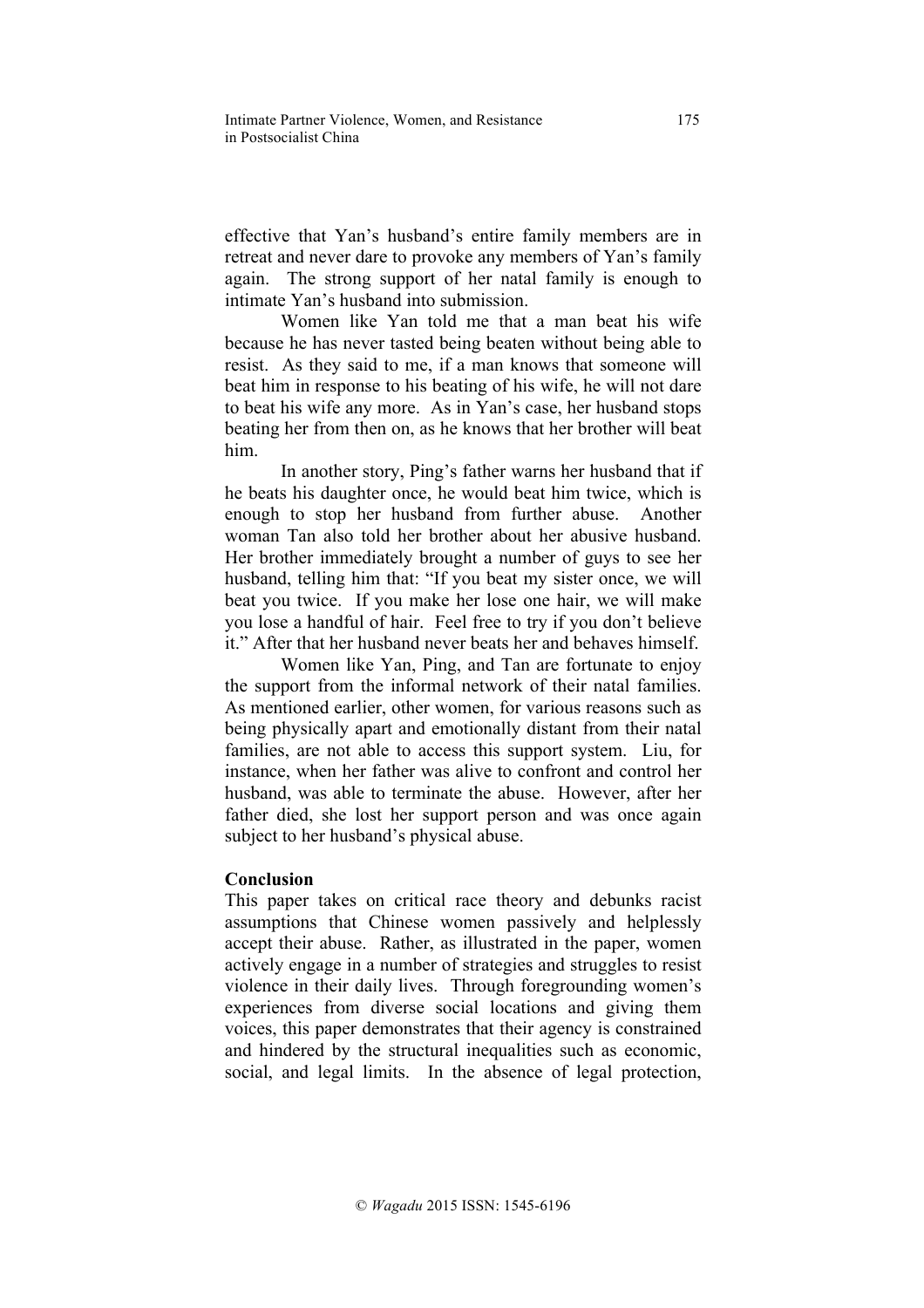effective that Yan's husband's entire family members are in retreat and never dare to provoke any members of Yan's family again. The strong support of her natal family is enough to intimate Yan's husband into submission.

Women like Yan told me that a man beat his wife because he has never tasted being beaten without being able to resist. As they said to me, if a man knows that someone will beat him in response to his beating of his wife, he will not dare to beat his wife any more. As in Yan's case, her husband stops beating her from then on, as he knows that her brother will beat him.

In another story, Ping's father warns her husband that if he beats his daughter once, he would beat him twice, which is enough to stop her husband from further abuse. Another woman Tan also told her brother about her abusive husband. Her brother immediately brought a number of guys to see her husband, telling him that: "If you beat my sister once, we will beat you twice. If you make her lose one hair, we will make you lose a handful of hair. Feel free to try if you don't believe it." After that her husband never beats her and behaves himself.

Women like Yan, Ping, and Tan are fortunate to enjoy the support from the informal network of their natal families. As mentioned earlier, other women, for various reasons such as being physically apart and emotionally distant from their natal families, are not able to access this support system. Liu, for instance, when her father was alive to confront and control her husband, was able to terminate the abuse. However, after her father died, she lost her support person and was once again subject to her husband's physical abuse.

**Conclusion**

This paper takes on critical race theory and debunks racist assumptions that Chinese women passively and helplessly accept their abuse. Rather, as illustrated in the paper, women actively engage in a number of strategies and struggles to resist violence in their daily lives. Through foregrounding women's experiences from diverse social locations and giving them voices, this paper demonstrates that their agency is constrained and hindered by the structural inequalities such as economic, social, and legal limits. In the absence of legal protection,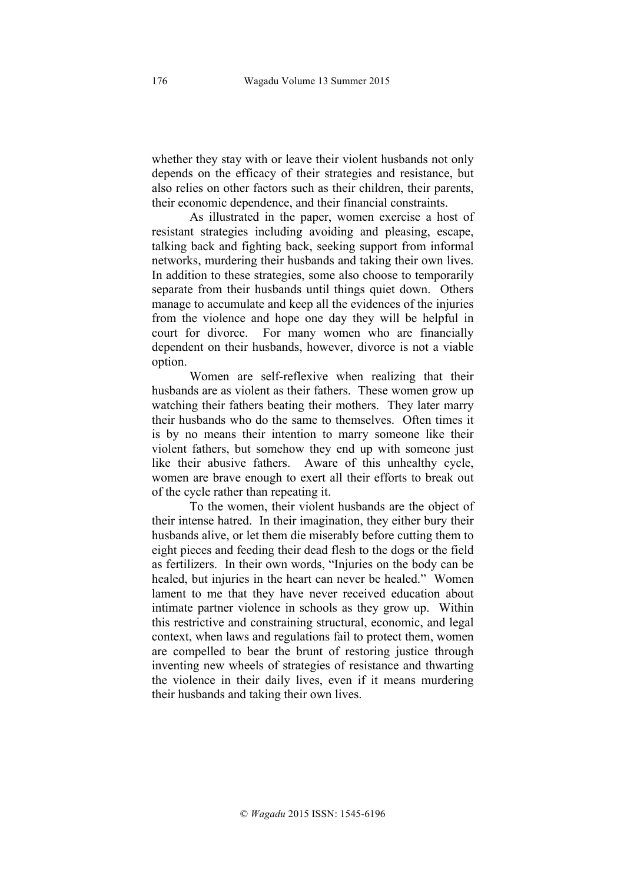whether they stay with or leave their violent husbands not only depends on the efficacy of their strategies and resistance, but also relies on other factors such as their children, their parents, their economic dependence, and their financial constraints.

As illustrated in the paper, women exercise a host of resistant strategies including avoiding and pleasing, escape, talking back and fighting back, seeking support from informal networks, murdering their husbands and taking their own lives. In addition to these strategies, some also choose to temporarily separate from their husbands until things quiet down. Others manage to accumulate and keep all the evidences of the injuries from the violence and hope one day they will be helpful in court for divorce. For many women who are financially dependent on their husbands, however, divorce is not a viable option.

Women are self-reflexive when realizing that their husbands are as violent as their fathers. These women grow up watching their fathers beating their mothers. They later marry their husbands who do the same to themselves. Often times it is by no means their intention to marry someone like their violent fathers, but somehow they end up with someone just like their abusive fathers. Aware of this unhealthy cycle, women are brave enough to exert all their efforts to break out of the cycle rather than repeating it.

To the women, their violent husbands are the object of their intense hatred. In their imagination, they either bury their husbands alive, or let them die miserably before cutting them to eight pieces and feeding their dead flesh to the dogs or the field as fertilizers. In their own words, "Injuries on the body can be healed, but injuries in the heart can never be healed." Women lament to me that they have never received education about intimate partner violence in schools as they grow up. Within this restrictive and constraining structural, economic, and legal context, when laws and regulations fail to protect them, women are compelled to bear the brunt of restoring justice through inventing new wheels of strategies of resistance and thwarting the violence in their daily lives, even if it means murdering their husbands and taking their own lives.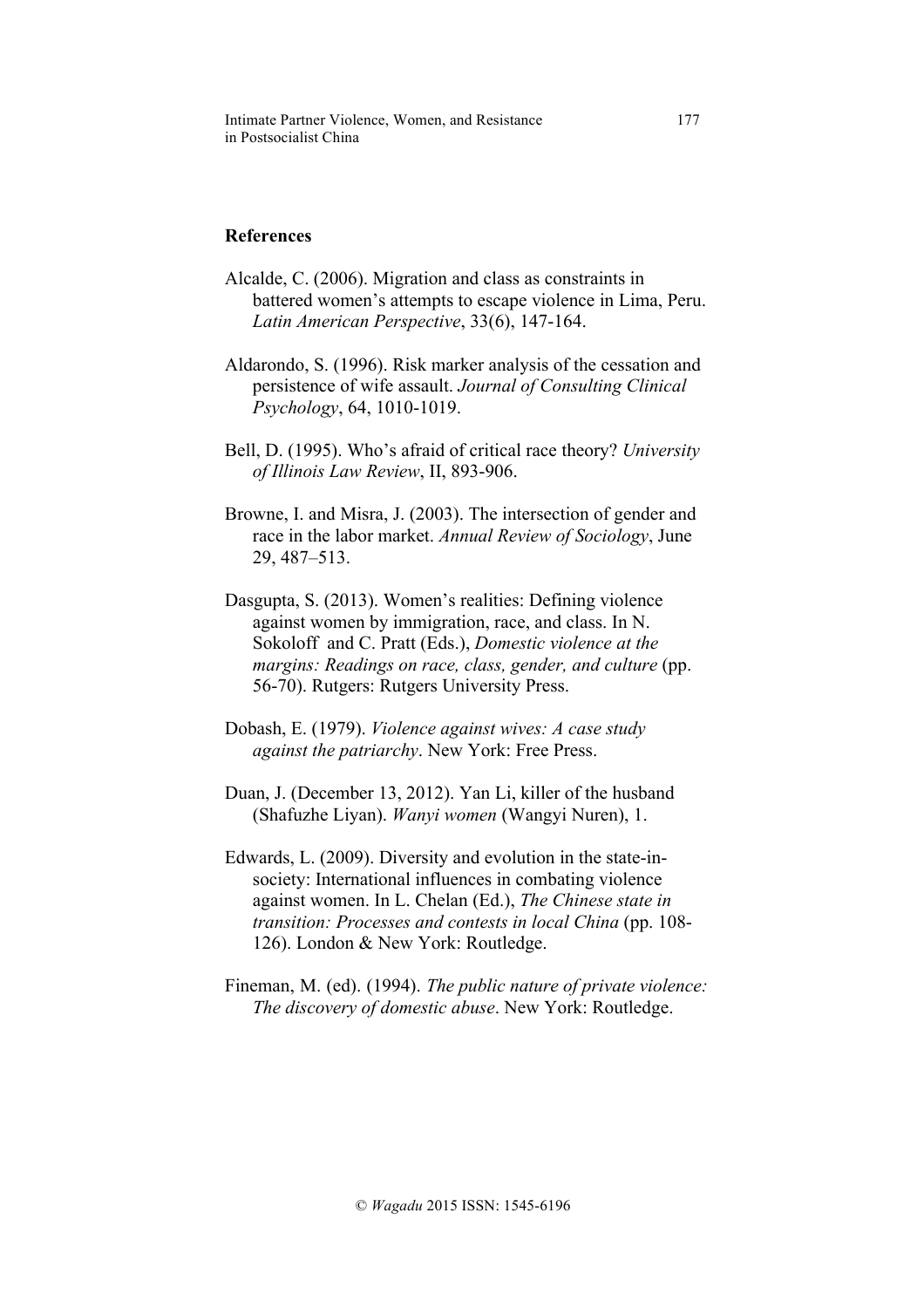## References

Alcalde, C. (2006). Migration and class as constraints in battered women's attempts to escape violence in Lima, Peru. *Latin American Perspective*, 33(6), 147-164.

Aldarondo, S. (1996). Risk marker analysis of the cessation and persistence of wife assault. *Journal of Consulting Clinical Psychology*, 64, 1010-1019.

Bell, D. (1995). Who's afraid of critical race theory? *University of Illinois Law Review*, II, 893-906.

Browne, I. and Misra, J. (2003). The intersection of gender and race in the labor market. *Annual Review of Sociology*, June 29, 487–513.

Dasgupta, S. (2013). Women's realities: Defining violence against women by immigration, race, and class. In N. Sokoloff and C. Pratt (Eds.), *Domestic violence at the margins: Readings on race, class, gender, and culture* (pp. 56-70). Rutgers: Rutgers University Press.

Dobash, E. (1979). *Violence against wives: A case study against the patriarchy*. New York: Free Press.

Duan, J. (December 13, 2012). Yan Li, killer of the husband (Shafuzhe Liyan). *Wanyi women* (Wangyi Nuren), 1.

Edwards, L. (2009). Diversity and evolution in the state-in-society: International influences in combating violence against women. In L. Chelan (Ed.), *The Chinese state in transition: Processes and contests in local China* (pp. 108-126). London & New York: Routledge.

Fineman, M. (ed). (1994). *The public nature of private violence: The discovery of domestic abuse*. New York: Routledge.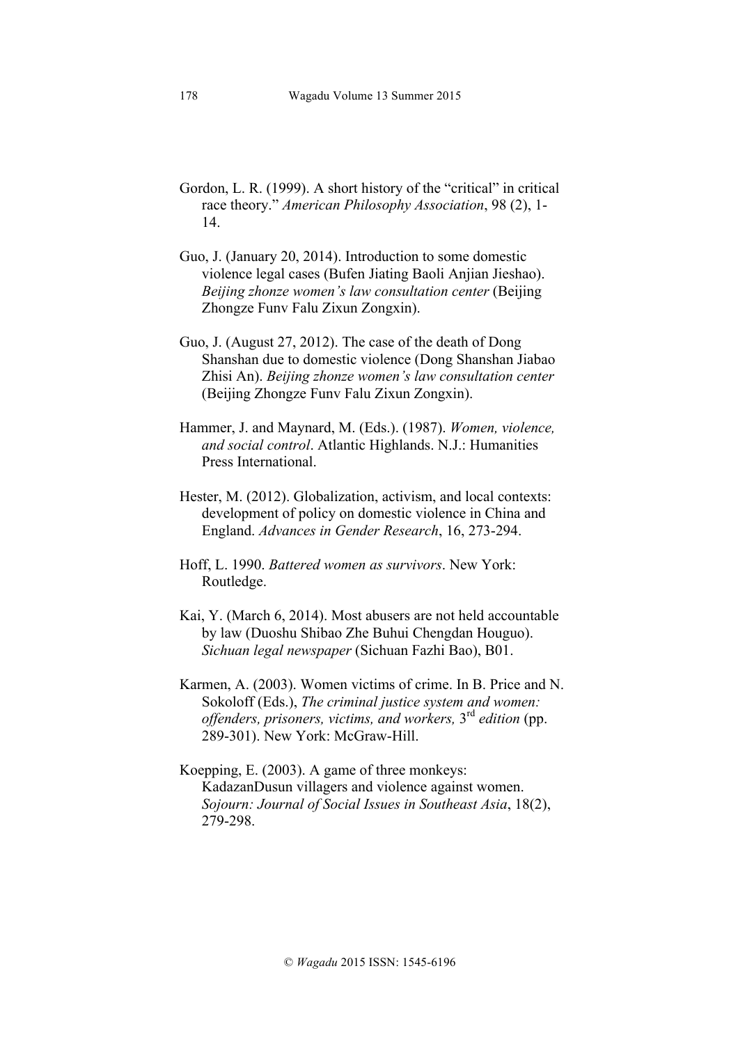Gordon, L. R. (1999). A short history of the "critical" in critical race theory." *American Philosophy Association*, 98 (2), 1-14.

Guo, J. (January 20, 2014). Introduction to some domestic violence legal cases (Bufen Jiating Baoli Anjian Jieshao). *Beijing zhonze women's law consultation center* (Beijing Zhongze Funv Falu Zixun Zongxin).

Guo, J. (August 27, 2012). The case of the death of Dong Shanshan due to domestic violence (Dong Shanshan Jiabao Zhisi An). *Beijing zhonze women's law consultation center* (Beijing Zhongze Funv Falu Zixun Zongxin).

Hammer, J. and Maynard, M. (Eds.). (1987). *Women, violence, and social control*. Atlantic Highlands. N.J.: Humanities Press International.

Hester, M. (2012). Globalization, activism, and local contexts: development of policy on domestic violence in China and England. *Advances in Gender Research*, 16, 273-294.

Hoff, L. 1990. *Battered women as survivors*. New York: Routledge.

Kai, Y. (March 6, 2014). Most abusers are not held accountable by law (Duoshu Shibao Zhe Buhui Chengdan Houguo). *Sichuan legal newspaper* (Sichuan Fazhi Bao), B01.

Karmen, A. (2003). Women victims of crime. In B. Price and N. Sokoloff (Eds.), *The criminal justice system and women: offenders, prisoners, victims, and workers,* 3rd *edition* (pp. 289-301). New York: McGraw-Hill.

Koepping, E. (2003). A game of three monkeys: KadazanDusun villagers and violence against women. *Sojourn: Journal of Social Issues in Southeast Asia*, 18(2), 279-298.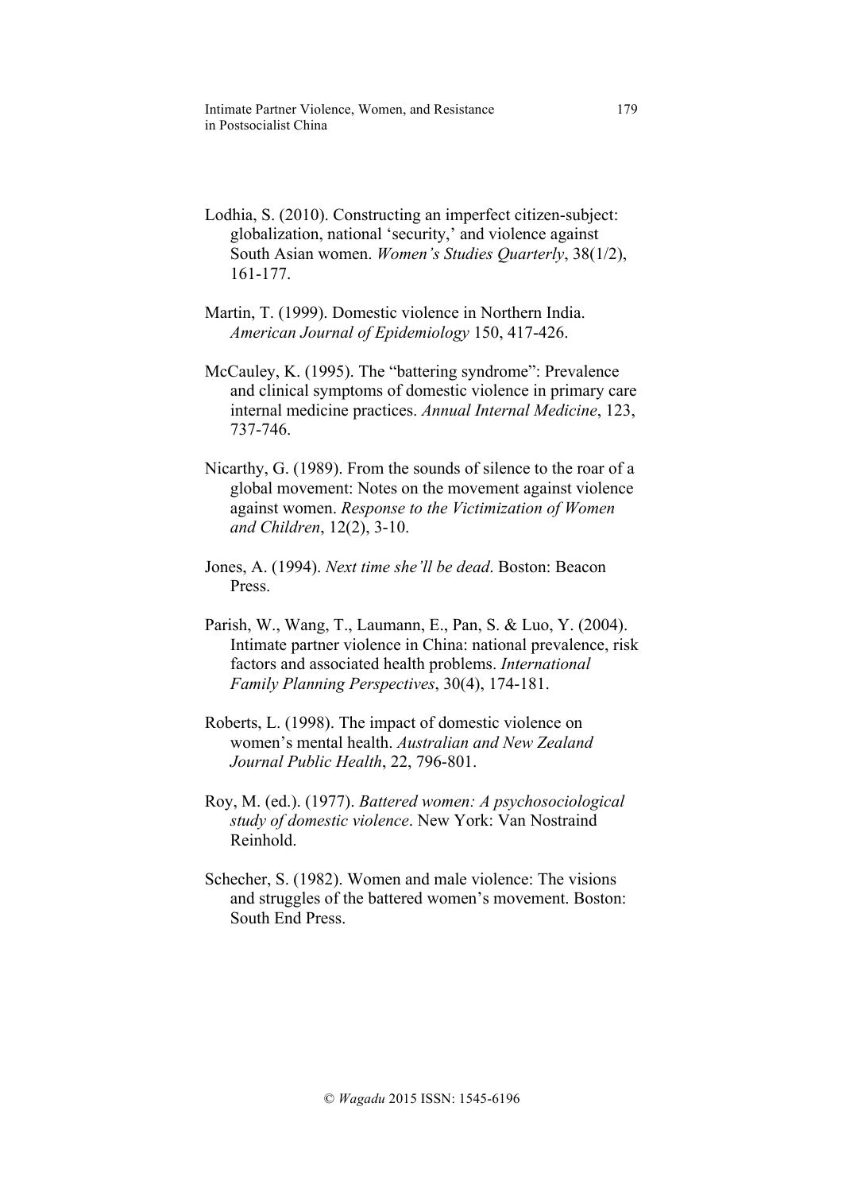Lodhia, S. (2010). Constructing an imperfect citizen-subject: globalization, national 'security,' and violence against South Asian women. *Women's Studies Quarterly*, 38(1/2), 161-177.

Martin, T. (1999). Domestic violence in Northern India. *American Journal of Epidemiology* 150, 417-426.

McCauley, K. (1995). The "battering syndrome": Prevalence and clinical symptoms of domestic violence in primary care internal medicine practices. *Annual Internal Medicine*, 123, 737-746.

Nicarthy, G. (1989). From the sounds of silence to the roar of a global movement: Notes on the movement against violence against women. *Response to the Victimization of Women and Children*, 12(2), 3-10.

Jones, A. (1994). *Next time she'll be dead*. Boston: Beacon Press.

Parish, W., Wang, T., Laumann, E., Pan, S. & Luo, Y. (2004). Intimate partner violence in China: national prevalence, risk factors and associated health problems. *International Family Planning Perspectives*, 30(4), 174-181.

Roberts, L. (1998). The impact of domestic violence on women's mental health. *Australian and New Zealand Journal Public Health*, 22, 796-801.

Roy, M. (ed.). (1977). *Battered women: A psychosociological study of domestic violence*. New York: Van Nostraind Reinhold.

Schecher, S. (1982). Women and male violence: The visions and struggles of the battered women's movement. Boston: South End Press.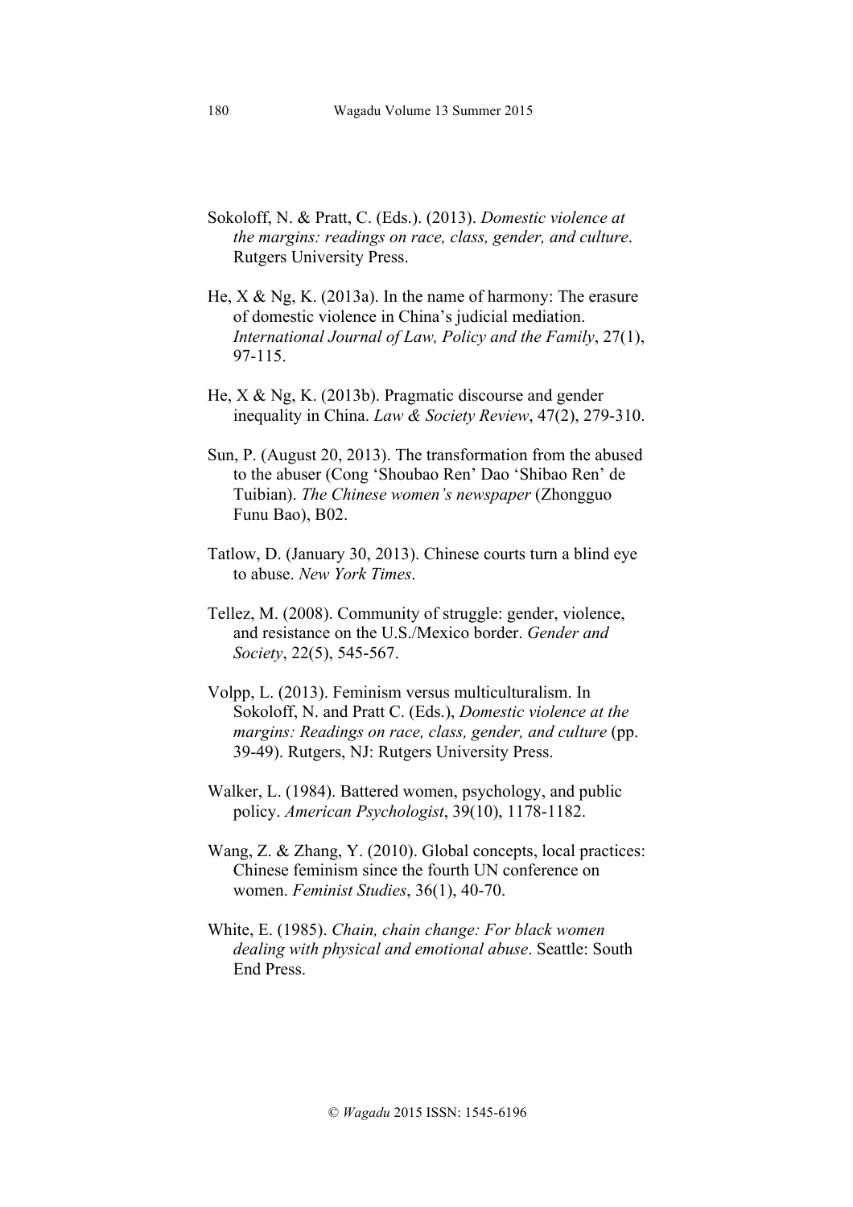Sokoloff, N. & Pratt, C. (Eds.). (2013). *Domestic violence at the margins: readings on race, class, gender, and culture*. Rutgers University Press.

He, X & Ng, K. (2013a). In the name of harmony: The erasure of domestic violence in China's judicial mediation. *International Journal of Law, Policy and the Family*, 27(1), 97-115.

He, X & Ng, K. (2013b). Pragmatic discourse and gender inequality in China. *Law & Society Review*, 47(2), 279-310.

Sun, P. (August 20, 2013). The transformation from the abused to the abuser (Cong 'Shoubao Ren' Dao 'Shibao Ren' de Tuibian). *The Chinese women's newspaper* (Zhongguo Funu Bao), B02.

Tatlow, D. (January 30, 2013). Chinese courts turn a blind eye to abuse. *New York Times*.

Tellez, M. (2008). Community of struggle: gender, violence, and resistance on the U.S./Mexico border. *Gender and Society*, 22(5), 545-567.

Volpp, L. (2013). Feminism versus multiculturalism. In Sokoloff, N. and Pratt C. (Eds.), *Domestic violence at the margins: Readings on race, class, gender, and culture* (pp. 39-49). Rutgers, NJ: Rutgers University Press.

Walker, L. (1984). Battered women, psychology, and public policy. *American Psychologist*, 39(10), 1178-1182.

Wang, Z. & Zhang, Y. (2010). Global concepts, local practices: Chinese feminism since the fourth UN conference on women. *Feminist Studies*, 36(1), 40-70.

White, E. (1985). *Chain, chain change: For black women dealing with physical and emotional abuse*. Seattle: South End Press.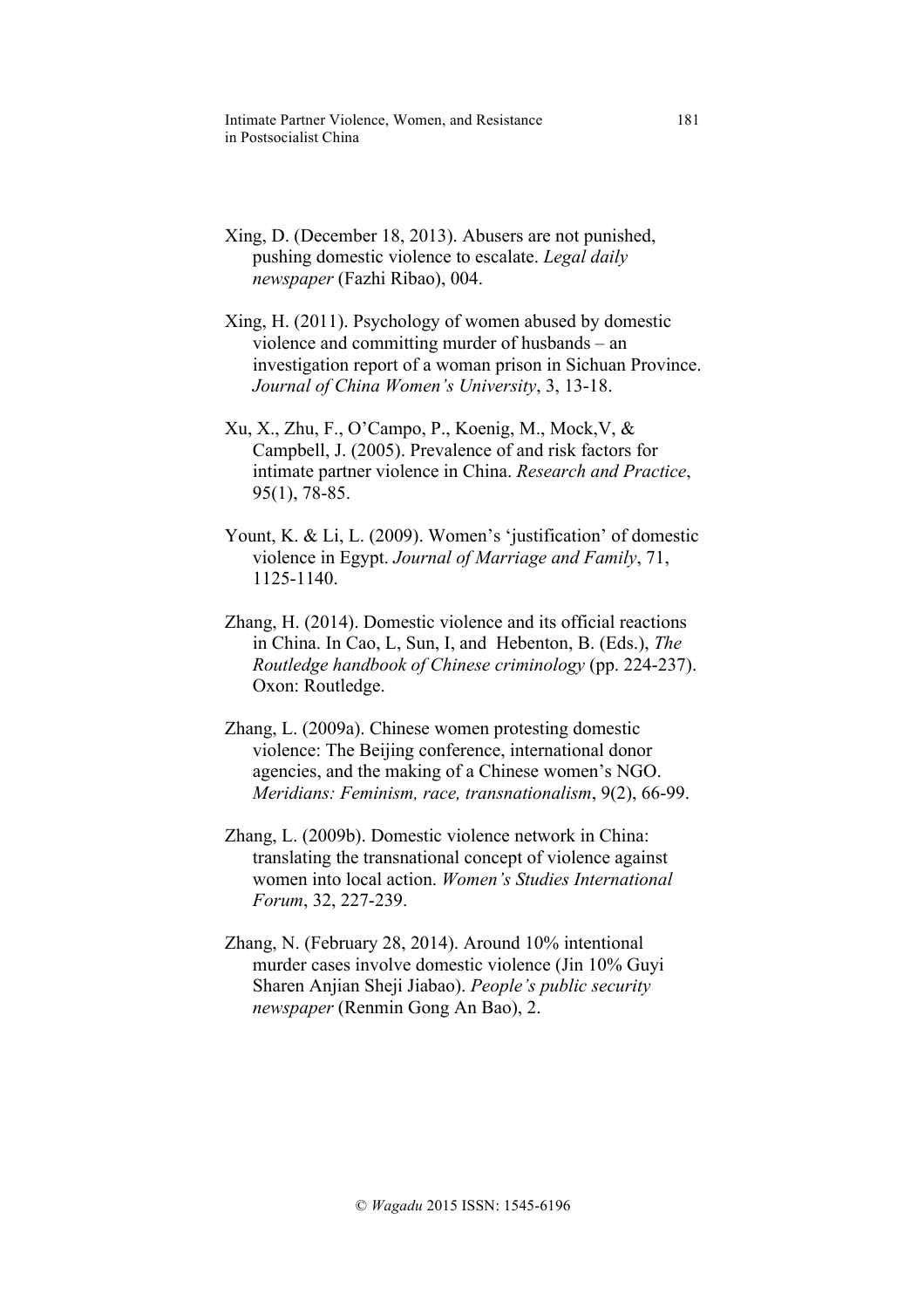Xing, D. (December 18, 2013). Abusers are not punished, pushing domestic violence to escalate. *Legal daily newspaper* (Fazhi Ribao), 004.

Xing, H. (2011). Psychology of women abused by domestic violence and committing murder of husbands – an investigation report of a woman prison in Sichuan Province. *Journal of China Women's University*, 3, 13-18.

Xu, X., Zhu, F., O'Campo, P., Koenig, M., Mock,V, & Campbell, J. (2005). Prevalence of and risk factors for intimate partner violence in China. *Research and Practice*, 95(1), 78-85.

Yount, K. & Li, L. (2009). Women's 'justification' of domestic violence in Egypt. *Journal of Marriage and Family*, 71, 1125-1140.

Zhang, H. (2014). Domestic violence and its official reactions in China. In Cao, L, Sun, I, and Hebenton, B. (Eds.), *The Routledge handbook of Chinese criminology* (pp. 224-237). Oxon: Routledge.

Zhang, L. (2009a). Chinese women protesting domestic violence: The Beijing conference, international donor agencies, and the making of a Chinese women's NGO. *Meridians: Feminism, race, transnationalism*, 9(2), 66-99.

Zhang, L. (2009b). Domestic violence network in China: translating the transnational concept of violence against women into local action. *Women's Studies International Forum*, 32, 227-239.

Zhang, N. (February 28, 2014). Around 10% intentional murder cases involve domestic violence (Jin 10% Guyi Sharen Anjian Sheji Jiabao). *People's public security newspaper* (Renmin Gong An Bao), 2.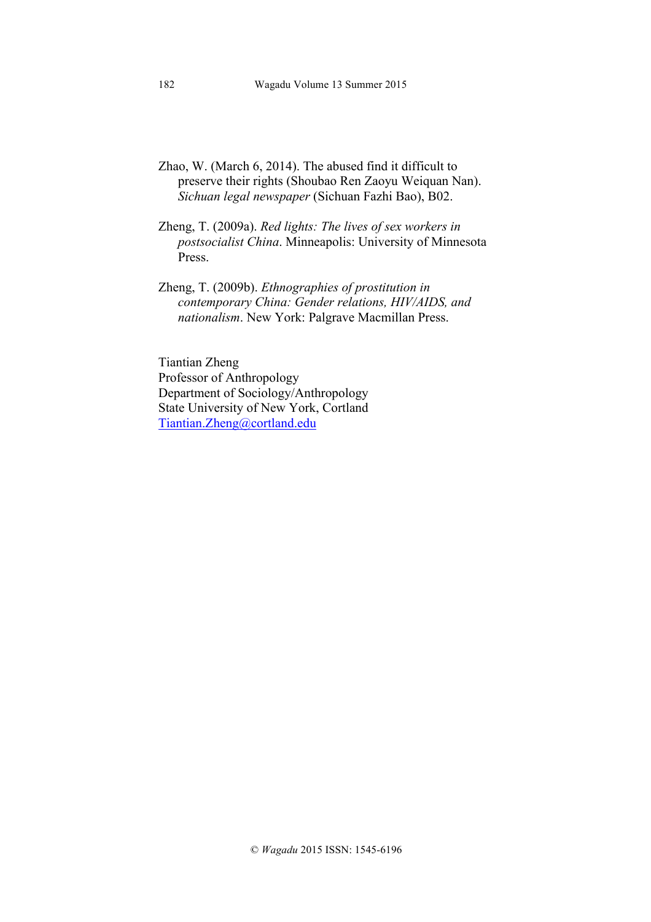Zhao, W. (March 6, 2014). The abused find it difficult to preserve their rights (Shoubao Ren Zaoyu Weiquan Nan). *Sichuan legal newspaper* (Sichuan Fazhi Bao), B02.

Zheng, T. (2009a). *Red lights: The lives of sex workers in postsocialist China*. Minneapolis: University of Minnesota Press.

Zheng, T. (2009b). *Ethnographies of prostitution in contemporary China: Gender relations, HIV/AIDS, and nationalism*. New York: Palgrave Macmillan Press.

Tiantian Zheng
Professor of Anthropology
Department of Sociology/Anthropology
State University of New York, Cortland
Tiantian.Zheng@cortland.edu

© *Wagadu* 2015 ISSN: 1545-6196